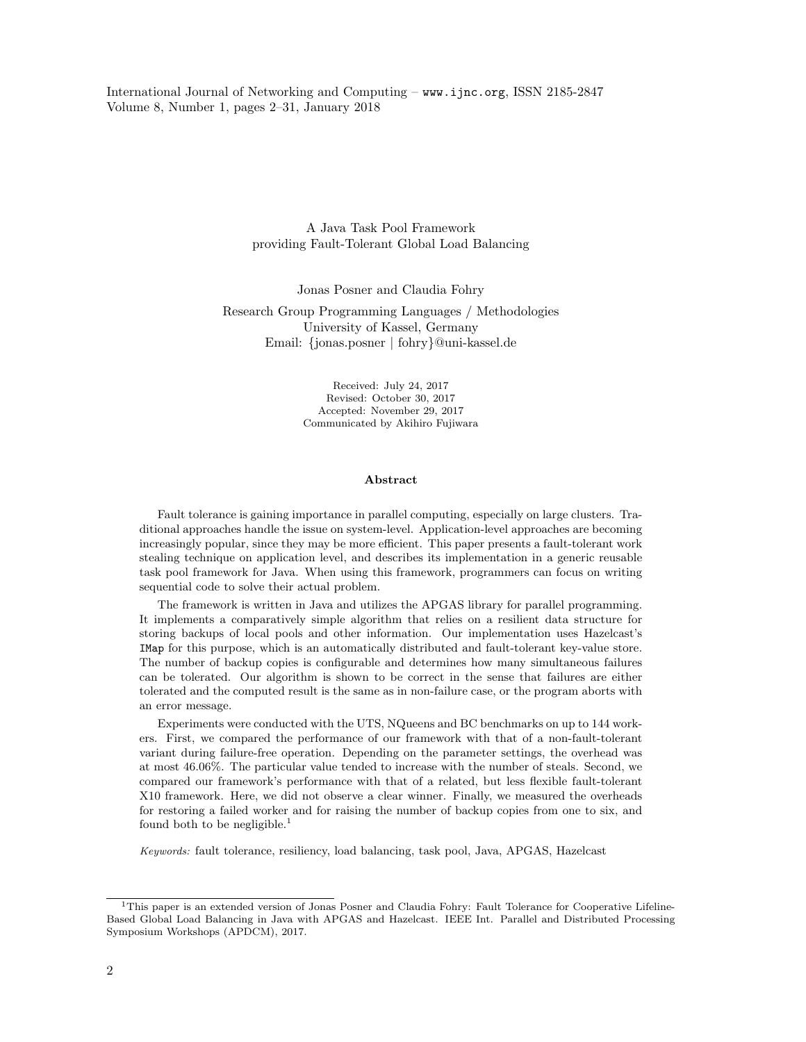# A Java Task Pool Framework providing Fault-Tolerant Global Load Balancing

Jonas Posner and Claudia Fohry

Research Group Programming Languages / Methodologies
University of Kassel, Germany
Email: {jonas.posner | fohry}@uni-kassel.de

Received: July 24, 2017
Revised: October 30, 2017
Accepted: November 29, 2017
Communicated by Akihiro Fujiwara

## Abstract

Fault tolerance is gaining importance in parallel computing, especially on large clusters. Traditional approaches handle the issue on system-level. Application-level approaches are becoming increasingly popular, since they may be more efficient. This paper presents a fault-tolerant work stealing technique on application level, and describes its implementation in a generic reusable task pool framework for Java. When using this framework, programmers can focus on writing sequential code to solve their actual problem.

The framework is written in Java and utilizes the APGAS library for parallel programming. It implements a comparatively simple algorithm that relies on a resilient data structure for storing backups of local pools and other information. Our implementation uses Hazelcast's `IMap` for this purpose, which is an automatically distributed and fault-tolerant key-value store. The number of backup copies is configurable and determines how many simultaneous failures can be tolerated. Our algorithm is shown to be correct in the sense that failures are either tolerated and the computed result is the same as in non-failure case, or the program aborts with an error message.

Experiments were conducted with the UTS, NQueens and BC benchmarks on up to 144 workers. First, we compared the performance of our framework with that of a non-fault-tolerant variant during failure-free operation. Depending on the parameter settings, the overhead was at most 46.06%. The particular value tended to increase with the number of steals. Second, we compared our framework's performance with that of a related, but less flexible fault-tolerant X10 framework. Here, we did not observe a clear winner. Finally, we measured the overheads for restoring a failed worker and for raising the number of backup copies from one to six, and found both to be negligible.[1]

*Keywords:* fault tolerance, resiliency, load balancing, task pool, Java, APGAS, Hazelcast

---

[1] This paper is an extended version of Jonas Posner and Claudia Fohry: Fault Tolerance for Cooperative Lifeline-Based Global Load Balancing in Java with APGAS and Hazelcast. IEEE Int. Parallel and Distributed Processing Symposium Workshops (APDCM), 2017.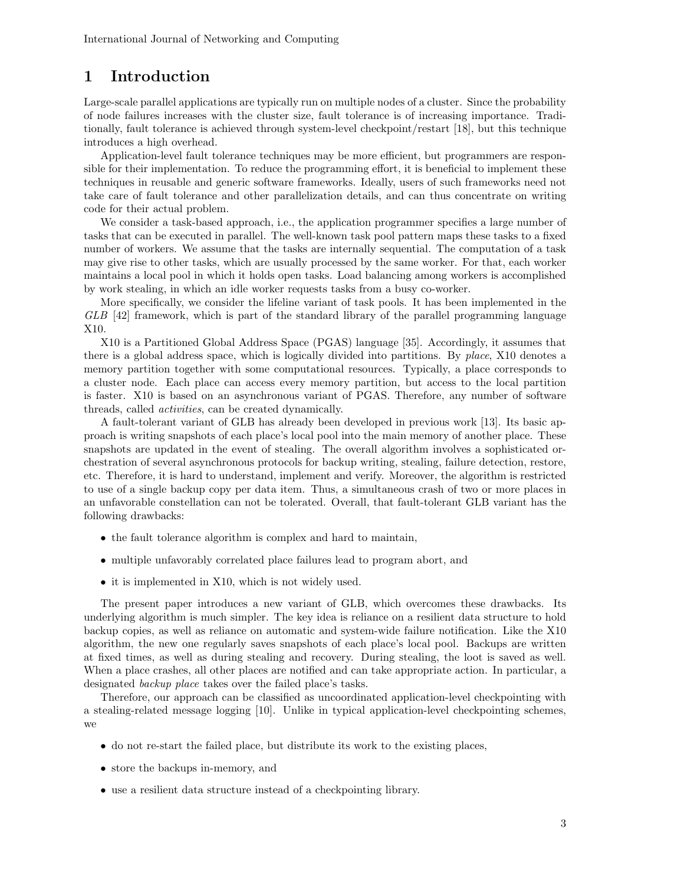# 1 Introduction

Large-scale parallel applications are typically run on multiple nodes of a cluster. Since the probability of node failures increases with the cluster size, fault tolerance is of increasing importance. Traditionally, fault tolerance is achieved through system-level checkpoint/restart [18], but this technique introduces a high overhead.

Application-level fault tolerance techniques may be more efficient, but programmers are responsible for their implementation. To reduce the programming effort, it is beneficial to implement these techniques in reusable and generic software frameworks. Ideally, users of such frameworks need not take care of fault tolerance and other parallelization details, and can thus concentrate on writing code for their actual problem.

We consider a task-based approach, i.e., the application programmer specifies a large number of tasks that can be executed in parallel. The well-known task pool pattern maps these tasks to a fixed number of workers. We assume that the tasks are internally sequential. The computation of a task may give rise to other tasks, which are usually processed by the same worker. For that, each worker maintains a local pool in which it holds open tasks. Load balancing among workers is accomplished by work stealing, in which an idle worker requests tasks from a busy co-worker.

More specifically, we consider the lifeline variant of task pools. It has been implemented in the *GLB* [42] framework, which is part of the standard library of the parallel programming language X10.

X10 is a Partitioned Global Address Space (PGAS) language [35]. Accordingly, it assumes that there is a global address space, which is logically divided into partitions. By *place*, X10 denotes a memory partition together with some computational resources. Typically, a place corresponds to a cluster node. Each place can access every memory partition, but access to the local partition is faster. X10 is based on an asynchronous variant of PGAS. Therefore, any number of software threads, called *activities*, can be created dynamically.

A fault-tolerant variant of GLB has already been developed in previous work [13]. Its basic approach is writing snapshots of each place's local pool into the main memory of another place. These snapshots are updated in the event of stealing. The overall algorithm involves a sophisticated orchestration of several asynchronous protocols for backup writing, stealing, failure detection, restore, etc. Therefore, it is hard to understand, implement and verify. Moreover, the algorithm is restricted to use of a single backup copy per data item. Thus, a simultaneous crash of two or more places in an unfavorable constellation can not be tolerated. Overall, that fault-tolerant GLB variant has the following drawbacks:

- the fault tolerance algorithm is complex and hard to maintain,
- multiple unfavorably correlated place failures lead to program abort, and
- it is implemented in X10, which is not widely used.

The present paper introduces a new variant of GLB, which overcomes these drawbacks. Its underlying algorithm is much simpler. The key idea is reliance on a resilient data structure to hold backup copies, as well as reliance on automatic and system-wide failure notification. Like the X10 algorithm, the new one regularly saves snapshots of each place's local pool. Backups are written at fixed times, as well as during stealing and recovery. During stealing, the loot is saved as well. When a place crashes, all other places are notified and can take appropriate action. In particular, a designated *backup place* takes over the failed place's tasks.

Therefore, our approach can be classified as uncoordinated application-level checkpointing with a stealing-related message logging [10]. Unlike in typical application-level checkpointing schemes, we

- do not re-start the failed place, but distribute its work to the existing places,
- store the backups in-memory, and
- use a resilient data structure instead of a checkpointing library.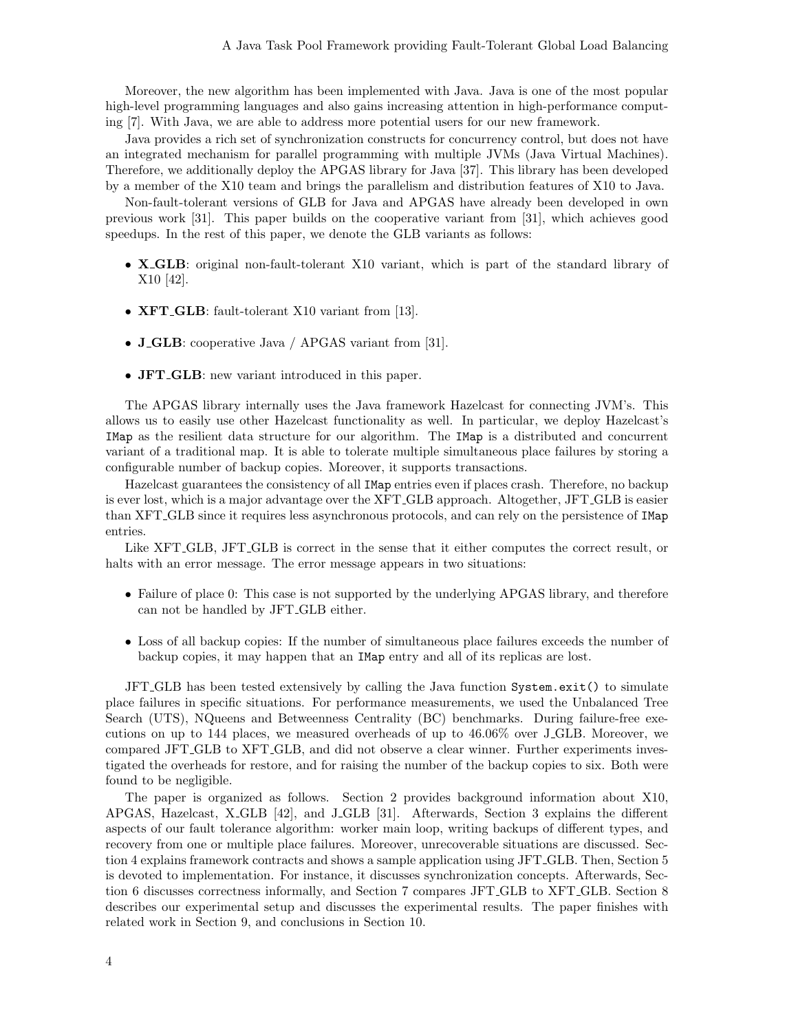Moreover, the new algorithm has been implemented with Java. Java is one of the most popular high-level programming languages and also gains increasing attention in high-performance computing [7]. With Java, we are able to address more potential users for our new framework.

Java provides a rich set of synchronization constructs for concurrency control, but does not have an integrated mechanism for parallel programming with multiple JVMs (Java Virtual Machines). Therefore, we additionally deploy the APGAS library for Java [37]. This library has been developed by a member of the X10 team and brings the parallelism and distribution features of X10 to Java.

Non-fault-tolerant versions of GLB for Java and APGAS have already been developed in own previous work [31]. This paper builds on the cooperative variant from [31], which achieves good speedups. In the rest of this paper, we denote the GLB variants as follows:

- **X_GLB**: original non-fault-tolerant X10 variant, which is part of the standard library of X10 [42].
- **XFT_GLB**: fault-tolerant X10 variant from [13].
- **J_GLB**: cooperative Java / APGAS variant from [31].
- **JFT_GLB**: new variant introduced in this paper.

The APGAS library internally uses the Java framework Hazelcast for connecting JVM's. This allows us to easily use other Hazelcast functionality as well. In particular, we deploy Hazelcast's `IMap` as the resilient data structure for our algorithm. The `IMap` is a distributed and concurrent variant of a traditional map. It is able to tolerate multiple simultaneous place failures by storing a configurable number of backup copies. Moreover, it supports transactions.

Hazelcast guarantees the consistency of all `IMap` entries even if places crash. Therefore, no backup is ever lost, which is a major advantage over the XFT_GLB approach. Altogether, JFT_GLB is easier than XFT_GLB since it requires less asynchronous protocols, and can rely on the persistence of `IMap` entries.

Like XFT_GLB, JFT_GLB is correct in the sense that it either computes the correct result, or halts with an error message. The error message appears in two situations:

- Failure of place 0: This case is not supported by the underlying APGAS library, and therefore can not be handled by JFT_GLB either.
- Loss of all backup copies: If the number of simultaneous place failures exceeds the number of backup copies, it may happen that an `IMap` entry and all of its replicas are lost.

JFT_GLB has been tested extensively by calling the Java function `System.exit()` to simulate place failures in specific situations. For performance measurements, we used the Unbalanced Tree Search (UTS), NQueens and Betweenness Centrality (BC) benchmarks. During failure-free executions on up to 144 places, we measured overheads of up to 46.06% over J_GLB. Moreover, we compared JFT_GLB to XFT_GLB, and did not observe a clear winner. Further experiments investigated the overheads for restore, and for raising the number of the backup copies to six. Both were found to be negligible.

The paper is organized as follows. Section 2 provides background information about X10, APGAS, Hazelcast, X_GLB [42], and J_GLB [31]. Afterwards, Section 3 explains the different aspects of our fault tolerance algorithm: worker main loop, writing backups of different types, and recovery from one or multiple place failures. Moreover, unrecoverable situations are discussed. Section 4 explains framework contracts and shows a sample application using JFT_GLB. Then, Section 5 is devoted to implementation. For instance, it discusses synchronization concepts. Afterwards, Section 6 discusses correctness informally, and Section 7 compares JFT_GLB to XFT_GLB. Section 8 describes our experimental setup and discusses the experimental results. The paper finishes with related work in Section 9, and conclusions in Section 10.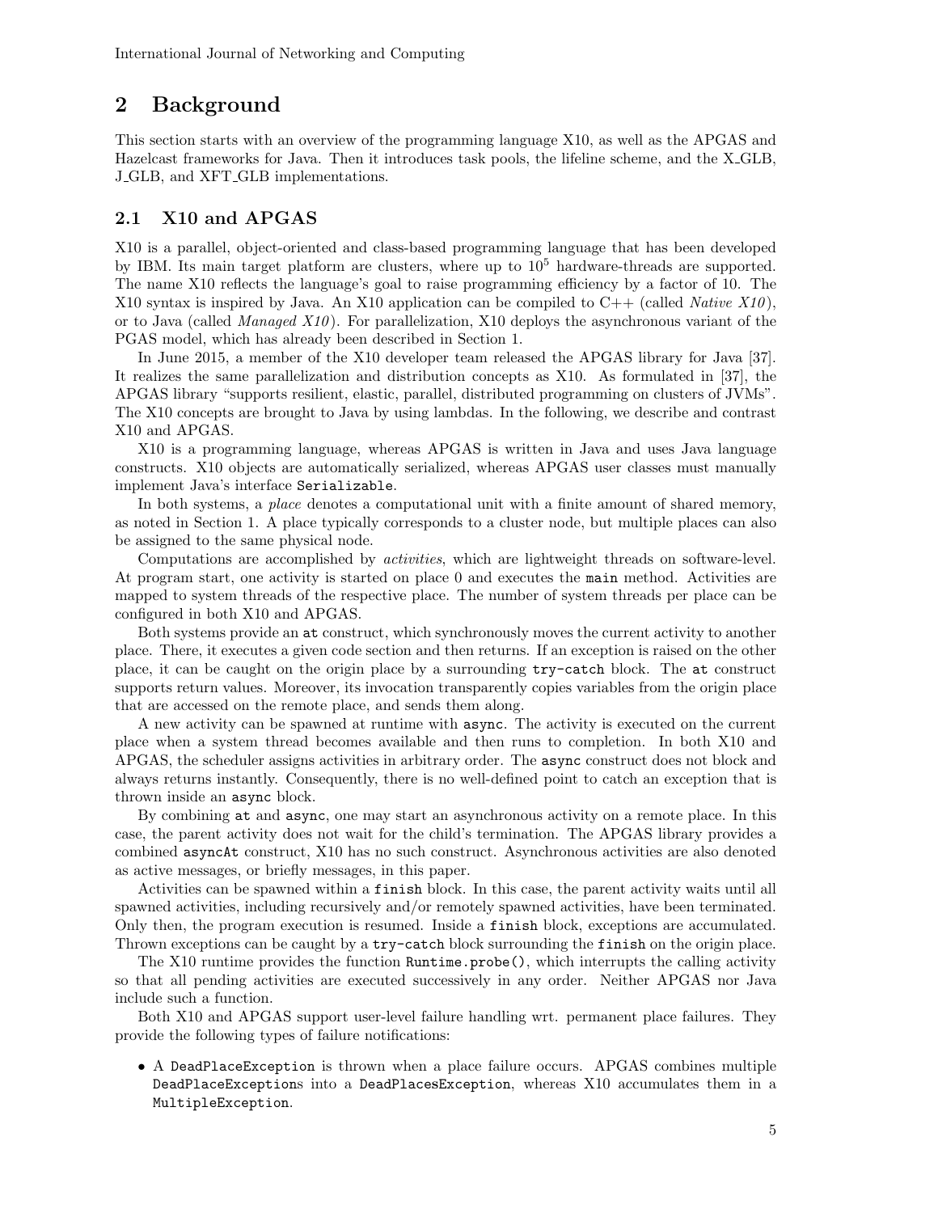## 2 Background

This section starts with an overview of the programming language X10, as well as the APGAS and Hazelcast frameworks for Java. Then it introduces task pools, the lifeline scheme, and the X_GLB, J_GLB, and XFT_GLB implementations.

### 2.1 X10 and APGAS

X10 is a parallel, object-oriented and class-based programming language that has been developed by IBM. Its main target platform are clusters, where up to $10^5$ hardware-threads are supported. The name X10 reflects the language's goal to raise programming efficiency by a factor of 10. The X10 syntax is inspired by Java. An X10 application can be compiled to C++ (called *Native X10*), or to Java (called *Managed X10*). For parallelization, X10 deploys the asynchronous variant of the PGAS model, which has already been described in Section 1.

In June 2015, a member of the X10 developer team released the APGAS library for Java [37]. It realizes the same parallelization and distribution concepts as X10. As formulated in [37], the APGAS library "supports resilient, elastic, parallel, distributed programming on clusters of JVMs". The X10 concepts are brought to Java by using lambdas. In the following, we describe and contrast X10 and APGAS.

X10 is a programming language, whereas APGAS is written in Java and uses Java language constructs. X10 objects are automatically serialized, whereas APGAS user classes must manually implement Java's interface `Serializable`.

In both systems, a *place* denotes a computational unit with a finite amount of shared memory, as noted in Section 1. A place typically corresponds to a cluster node, but multiple places can also be assigned to the same physical node.

Computations are accomplished by *activities*, which are lightweight threads on software-level. At program start, one activity is started on place 0 and executes the `main` method. Activities are mapped to system threads of the respective place. The number of system threads per place can be configured in both X10 and APGAS.

Both systems provide an `at` construct, which synchronously moves the current activity to another place. There, it executes a given code section and then returns. If an exception is raised on the other place, it can be caught on the origin place by a surrounding `try-catch` block. The `at` construct supports return values. Moreover, its invocation transparently copies variables from the origin place that are accessed on the remote place, and sends them along.

A new activity can be spawned at runtime with `async`. The activity is executed on the current place when a system thread becomes available and then runs to completion. In both X10 and APGAS, the scheduler assigns activities in arbitrary order. The `async` construct does not block and always returns instantly. Consequently, there is no well-defined point to catch an exception that is thrown inside an `async` block.

By combining `at` and `async`, one may start an asynchronous activity on a remote place. In this case, the parent activity does not wait for the child's termination. The APGAS library provides a combined `asyncAt` construct, X10 has no such construct. Asynchronous activities are also denoted as active messages, or briefly messages, in this paper.

Activities can be spawned within a `finish` block. In this case, the parent activity waits until all spawned activities, including recursively and/or remotely spawned activities, have been terminated. Only then, the program execution is resumed. Inside a `finish` block, exceptions are accumulated. Thrown exceptions can be caught by a `try-catch` block surrounding the `finish` on the origin place.

The X10 runtime provides the function `Runtime.probe()`, which interrupts the calling activity so that all pending activities are executed successively in any order. Neither APGAS nor Java include such a function.

Both X10 and APGAS support user-level failure handling wrt. permanent place failures. They provide the following types of failure notifications:

- A `DeadPlaceException` is thrown when a place failure occurs. APGAS combines multiple `DeadPlaceException`s into a `DeadPlacesException`, whereas X10 accumulates them in a `MultipleException`.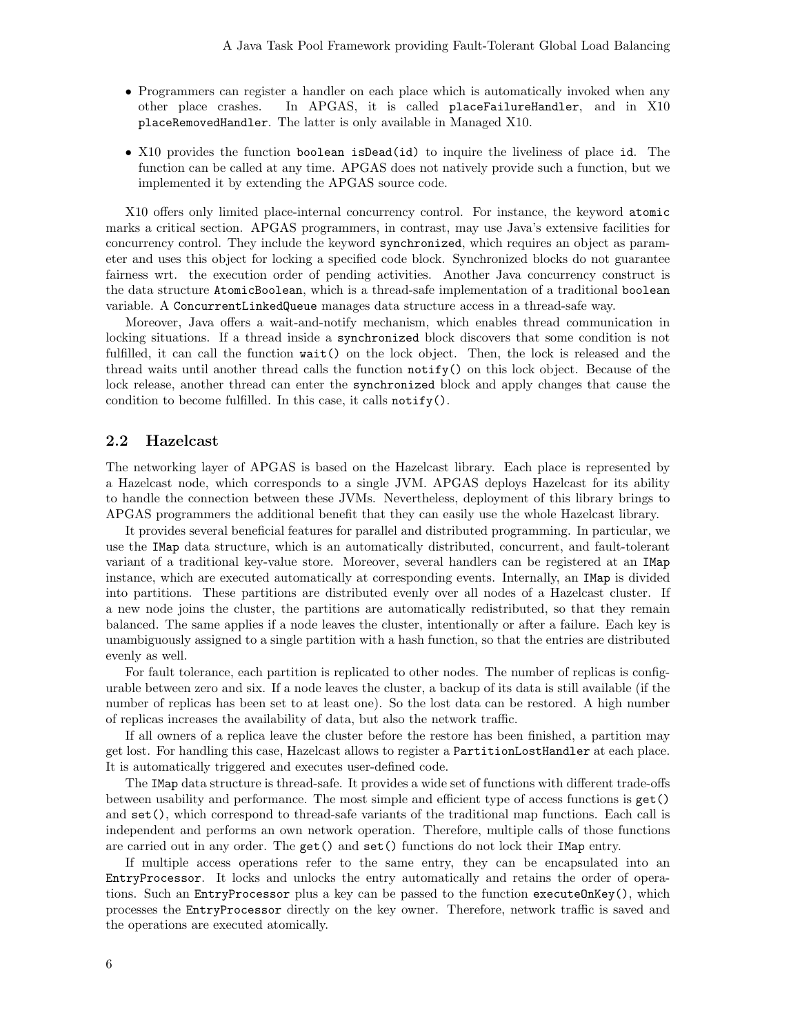- Programmers can register a handler on each place which is automatically invoked when any other place crashes. In APGAS, it is called `placeFailureHandler`, and in X10 `placeRemovedHandler`. The latter is only available in Managed X10.
- X10 provides the function `boolean isDead(id)` to inquire the liveliness of place `id`. The function can be called at any time. APGAS does not natively provide such a function, but we implemented it by extending the APGAS source code.

X10 offers only limited place-internal concurrency control. For instance, the keyword `atomic` marks a critical section. APGAS programmers, in contrast, may use Java's extensive facilities for concurrency control. They include the keyword `synchronized`, which requires an object as parameter and uses this object for locking a specified code block. Synchronized blocks do not guarantee fairness wrt. the execution order of pending activities. Another Java concurrency construct is the data structure `AtomicBoolean`, which is a thread-safe implementation of a traditional `boolean` variable. A `ConcurrentLinkedQueue` manages data structure access in a thread-safe way.

Moreover, Java offers a wait-and-notify mechanism, which enables thread communication in locking situations. If a thread inside a `synchronized` block discovers that some condition is not fulfilled, it can call the function `wait()` on the lock object. Then, the lock is released and the thread waits until another thread calls the function `notify()` on this lock object. Because of the lock release, another thread can enter the `synchronized` block and apply changes that cause the condition to become fulfilled. In this case, it calls `notify()`.

## 2.2 Hazelcast

The networking layer of APGAS is based on the Hazelcast library. Each place is represented by a Hazelcast node, which corresponds to a single JVM. APGAS deploys Hazelcast for its ability to handle the connection between these JVMs. Nevertheless, deployment of this library brings to APGAS programmers the additional benefit that they can easily use the whole Hazelcast library.

It provides several beneficial features for parallel and distributed programming. In particular, we use the `IMap` data structure, which is an automatically distributed, concurrent, and fault-tolerant variant of a traditional key-value store. Moreover, several handlers can be registered at an `IMap` instance, which are executed automatically at corresponding events. Internally, an `IMap` is divided into partitions. These partitions are distributed evenly over all nodes of a Hazelcast cluster. If a new node joins the cluster, the partitions are automatically redistributed, so that they remain balanced. The same applies if a node leaves the cluster, intentionally or after a failure. Each key is unambiguously assigned to a single partition with a hash function, so that the entries are distributed evenly as well.

For fault tolerance, each partition is replicated to other nodes. The number of replicas is configurable between zero and six. If a node leaves the cluster, a backup of its data is still available (if the number of replicas has been set to at least one). So the lost data can be restored. A high number of replicas increases the availability of data, but also the network traffic.

If all owners of a replica leave the cluster before the restore has been finished, a partition may get lost. For handling this case, Hazelcast allows to register a `PartitionLostHandler` at each place. It is automatically triggered and executes user-defined code.

The `IMap` data structure is thread-safe. It provides a wide set of functions with different trade-offs between usability and performance. The most simple and efficient type of access functions is `get()` and `set()`, which correspond to thread-safe variants of the traditional map functions. Each call is independent and performs an own network operation. Therefore, multiple calls of those functions are carried out in any order. The `get()` and `set()` functions do not lock their `IMap` entry.

If multiple access operations refer to the same entry, they can be encapsulated into an `EntryProcessor`. It locks and unlocks the entry automatically and retains the order of operations. Such an `EntryProcessor` plus a key can be passed to the function `executeOnKey()`, which processes the `EntryProcessor` directly on the key owner. Therefore, network traffic is saved and the operations are executed atomically.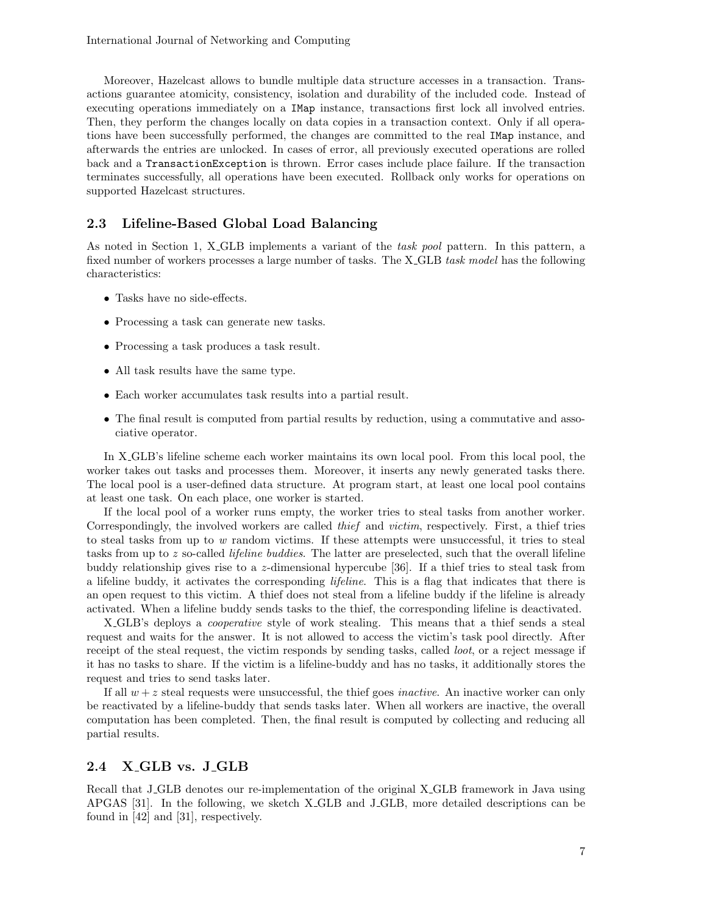Moreover, Hazelcast allows to bundle multiple data structure accesses in a transaction. Transactions guarantee atomicity, consistency, isolation and durability of the included code. Instead of executing operations immediately on a `IMap` instance, transactions first lock all involved entries. Then, they perform the changes locally on data copies in a transaction context. Only if all operations have been successfully performed, the changes are committed to the real `IMap` instance, and afterwards the entries are unlocked. In cases of error, all previously executed operations are rolled back and a `TransactionException` is thrown. Error cases include place failure. If the transaction terminates successfully, all operations have been executed. Rollback only works for operations on supported Hazelcast structures.

### 2.3 Lifeline-Based Global Load Balancing

As noted in Section 1, X_GLB implements a variant of the *task pool* pattern. In this pattern, a fixed number of workers processes a large number of tasks. The X_GLB *task model* has the following characteristics:

- Tasks have no side-effects.
- Processing a task can generate new tasks.
- Processing a task produces a task result.
- All task results have the same type.
- Each worker accumulates task results into a partial result.
- The final result is computed from partial results by reduction, using a commutative and associative operator.

In X_GLB's lifeline scheme each worker maintains its own local pool. From this local pool, the worker takes out tasks and processes them. Moreover, it inserts any newly generated tasks there. The local pool is a user-defined data structure. At program start, at least one local pool contains at least one task. On each place, one worker is started.

If the local pool of a worker runs empty, the worker tries to steal tasks from another worker. Correspondingly, the involved workers are called *thief* and *victim*, respectively. First, a thief tries to steal tasks from up to $w$ random victims. If these attempts were unsuccessful, it tries to steal tasks from up to $z$ so-called *lifeline buddies*. The latter are preselected, such that the overall lifeline buddy relationship gives rise to a $z$-dimensional hypercube [36]. If a thief tries to steal task from a lifeline buddy, it activates the corresponding *lifeline*. This is a flag that indicates that there is an open request to this victim. A thief does not steal from a lifeline buddy if the lifeline is already activated. When a lifeline buddy sends tasks to the thief, the corresponding lifeline is deactivated.

X_GLB's deploys a *cooperative* style of work stealing. This means that a thief sends a steal request and waits for the answer. It is not allowed to access the victim's task pool directly. After receipt of the steal request, the victim responds by sending tasks, called *loot*, or a reject message if it has no tasks to share. If the victim is a lifeline-buddy and has no tasks, it additionally stores the request and tries to send tasks later.

If all $w + z$ steal requests were unsuccessful, the thief goes *inactive*. An inactive worker can only be reactivated by a lifeline-buddy that sends tasks later. When all workers are inactive, the overall computation has been completed. Then, the final result is computed by collecting and reducing all partial results.

### 2.4 X_GLB vs. J_GLB

Recall that J_GLB denotes our re-implementation of the original X_GLB framework in Java using APGAS [31]. In the following, we sketch X_GLB and J_GLB, more detailed descriptions can be found in [42] and [31], respectively.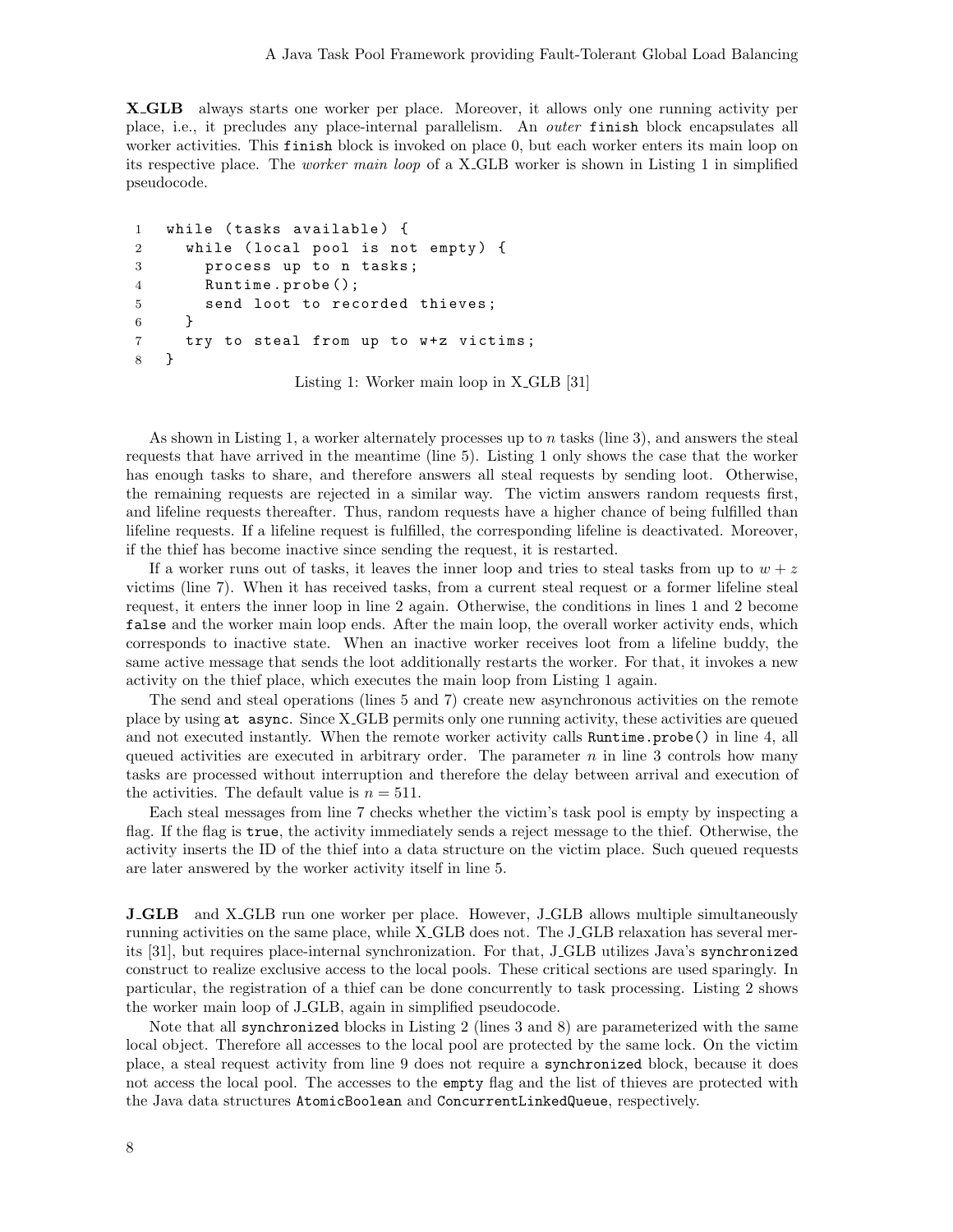**X_GLB** always starts one worker per place. Moreover, it allows only one running activity per place, i.e., it precludes any place-internal parallelism. An *outer* `finish` block encapsulates all worker activities. This `finish` block is invoked on place 0, but each worker enters its main loop on its respective place. The *worker main loop* of a X_GLB worker is shown in Listing 1 in simplified pseudocode.

```
1  while (tasks available) {
2    while (local pool is not empty) {
3      process up to n tasks;
4      Runtime.probe();
5      send loot to recorded thieves;
6    }
7    try to steal from up to w+z victims;
8  }
```

Listing 1: Worker main loop in X_GLB [31]

As shown in Listing 1, a worker alternately processes up to $n$ tasks (line 3), and answers the steal requests that have arrived in the meantime (line 5). Listing 1 only shows the case that the worker has enough tasks to share, and therefore answers all steal requests by sending loot. Otherwise, the remaining requests are rejected in a similar way. The victim answers random requests first, and lifeline requests thereafter. Thus, random requests have a higher chance of being fulfilled than lifeline requests. If a lifeline request is fulfilled, the corresponding lifeline is deactivated. Moreover, if the thief has become inactive since sending the request, it is restarted.

If a worker runs out of tasks, it leaves the inner loop and tries to steal tasks from up to $w + z$ victims (line 7). When it has received tasks, from a current steal request or a former lifeline steal request, it enters the inner loop in line 2 again. Otherwise, the conditions in lines 1 and 2 become `false` and the worker main loop ends. After the main loop, the overall worker activity ends, which corresponds to inactive state. When an inactive worker receives loot from a lifeline buddy, the same active message that sends the loot additionally restarts the worker. For that, it invokes a new activity on the thief place, which executes the main loop from Listing 1 again.

The send and steal operations (lines 5 and 7) create new asynchronous activities on the remote place by using `at async`. Since X_GLB permits only one running activity, these activities are queued and not executed instantly. When the remote worker activity calls `Runtime.probe()` in line 4, all queued activities are executed in arbitrary order. The parameter $n$ in line 3 controls how many tasks are processed without interruption and therefore the delay between arrival and execution of the activities. The default value is $n = 511$.

Each steal messages from line 7 checks whether the victim's task pool is empty by inspecting a flag. If the flag is `true`, the activity immediately sends a reject message to the thief. Otherwise, the activity inserts the ID of the thief into a data structure on the victim place. Such queued requests are later answered by the worker activity itself in line 5.

**J_GLB** and X_GLB run one worker per place. However, J_GLB allows multiple simultaneously running activities on the same place, while X_GLB does not. The J_GLB relaxation has several merits [31], but requires place-internal synchronization. For that, J_GLB utilizes Java's `synchronized` construct to realize exclusive access to the local pools. These critical sections are used sparingly. In particular, the registration of a thief can be done concurrently to task processing. Listing 2 shows the worker main loop of J_GLB, again in simplified pseudocode.

Note that all `synchronized` blocks in Listing 2 (lines 3 and 8) are parameterized with the same local object. Therefore all accesses to the local pool are protected by the same lock. On the victim place, a steal request activity from line 9 does not require a `synchronized` block, because it does not access the local pool. The accesses to the `empty` flag and the list of thieves are protected with the Java data structures `AtomicBoolean` and `ConcurrentLinkedQueue`, respectively.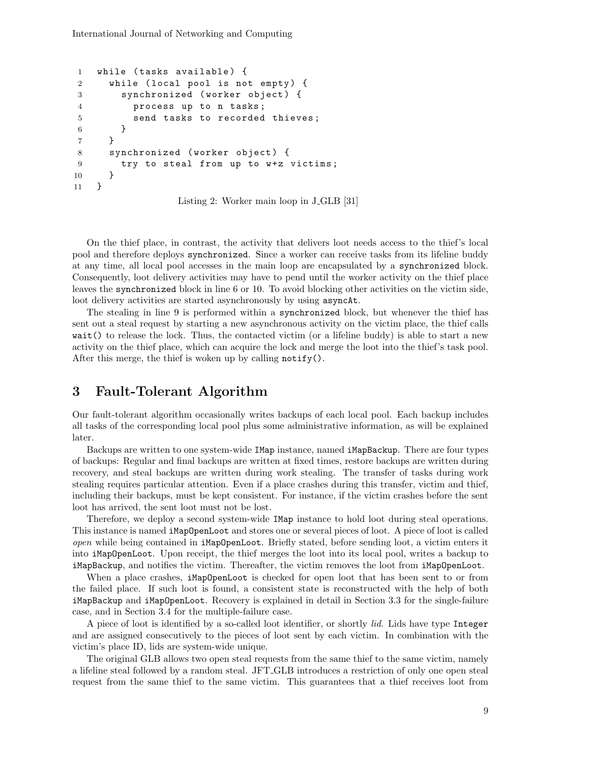```
1  while (tasks available) {
2    while (local pool is not empty) {
3      synchronized (worker object) {
4        process up to n tasks;
5        send tasks to recorded thieves;
6      }
7    }
8    synchronized (worker object) {
9      try to steal from up to w+z victims;
10   }
11 }
```

Listing 2: Worker main loop in J_GLB [31]

On the thief place, in contrast, the activity that delivers loot needs access to the thief's local pool and therefore deploys `synchronized`. Since a worker can receive tasks from its lifeline buddy at any time, all local pool accesses in the main loop are encapsulated by a `synchronized` block. Consequently, loot delivery activities may have to pend until the worker activity on the thief place leaves the `synchronized` block in line 6 or 10. To avoid blocking other activities on the victim side, loot delivery activities are started asynchronously by using `asyncAt`.

The stealing in line 9 is performed within a `synchronized` block, but whenever the thief has sent out a steal request by starting a new asynchronous activity on the victim place, the thief calls `wait()` to release the lock. Thus, the contacted victim (or a lifeline buddy) is able to start a new activity on the thief place, which can acquire the lock and merge the loot into the thief's task pool. After this merge, the thief is woken up by calling `notify()`.

# 3 Fault-Tolerant Algorithm

Our fault-tolerant algorithm occasionally writes backups of each local pool. Each backup includes all tasks of the corresponding local pool plus some administrative information, as will be explained later.

Backups are written to one system-wide `IMap` instance, named `iMapBackup`. There are four types of backups: Regular and final backups are written at fixed times, restore backups are written during recovery, and steal backups are written during work stealing. The transfer of tasks during work stealing requires particular attention. Even if a place crashes during this transfer, victim and thief, including their backups, must be kept consistent. For instance, if the victim crashes before the sent loot has arrived, the sent loot must not be lost.

Therefore, we deploy a second system-wide `IMap` instance to hold loot during steal operations. This instance is named `iMapOpenLoot` and stores one or several pieces of loot. A piece of loot is called *open* while being contained in `iMapOpenLoot`. Briefly stated, before sending loot, a victim enters it into `iMapOpenLoot`. Upon receipt, the thief merges the loot into its local pool, writes a backup to `iMapBackup`, and notifies the victim. Thereafter, the victim removes the loot from `iMapOpenLoot`.

When a place crashes, `iMapOpenLoot` is checked for open loot that has been sent to or from the failed place. If such loot is found, a consistent state is reconstructed with the help of both `iMapBackup` and `iMapOpenLoot`. Recovery is explained in detail in Section 3.3 for the single-failure case, and in Section 3.4 for the multiple-failure case.

A piece of loot is identified by a so-called loot identifier, or shortly *lid*. Lids have type `Integer` and are assigned consecutively to the pieces of loot sent by each victim. In combination with the victim's place ID, lids are system-wide unique.

The original GLB allows two open steal requests from the same thief to the same victim, namely a lifeline steal followed by a random steal. JFT_GLB introduces a restriction of only one open steal request from the same thief to the same victim. This guarantees that a thief receives loot from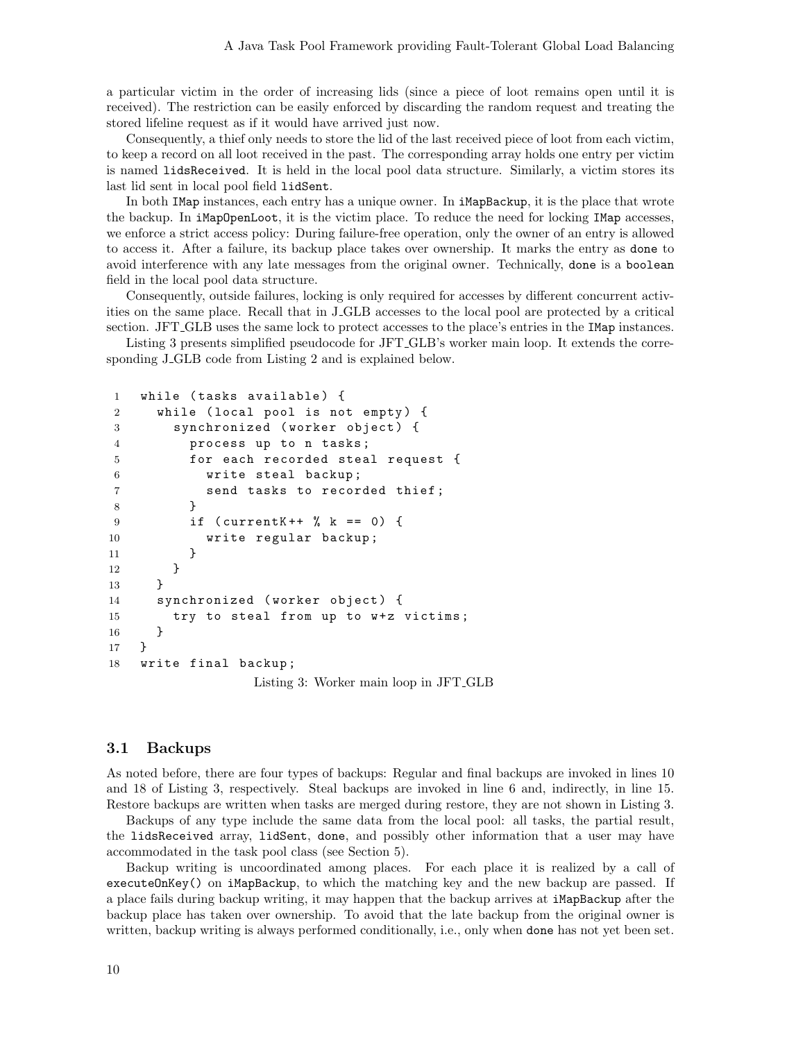a particular victim in the order of increasing lids (since a piece of loot remains open until it is received). The restriction can be easily enforced by discarding the random request and treating the stored lifeline request as if it would have arrived just now.

Consequently, a thief only needs to store the lid of the last received piece of loot from each victim, to keep a record on all loot received in the past. The corresponding array holds one entry per victim is named `lidsReceived`. It is held in the local pool data structure. Similarly, a victim stores its last lid sent in local pool field `lidSent`.

In both `IMap` instances, each entry has a unique owner. In `iMapBackup`, it is the place that wrote the backup. In `iMapOpenLoot`, it is the victim place. To reduce the need for locking `IMap` accesses, we enforce a strict access policy: During failure-free operation, only the owner of an entry is allowed to access it. After a failure, its backup place takes over ownership. It marks the entry as `done` to avoid interference with any late messages from the original owner. Technically, `done` is a `boolean` field in the local pool data structure.

Consequently, outside failures, locking is only required for accesses by different concurrent activities on the same place. Recall that in J_GLB accesses to the local pool are protected by a critical section. JFT_GLB uses the same lock to protect accesses to the place's entries in the `IMap` instances.

Listing 3 presents simplified pseudocode for JFT_GLB's worker main loop. It extends the corresponding J_GLB code from Listing 2 and is explained below.

```
1  while (tasks available) {
2    while (local pool is not empty) {
3      synchronized (worker object) {
4        process up to n tasks;
5        for each recorded steal request {
6          write steal backup;
7          send tasks to recorded thief;
8        }
9        if (currentK++ % k == 0) {
10         write regular backup;
11       }
12     }
13   }
14   synchronized (worker object) {
15     try to steal from up to w+z victims;
16   }
17 }
18 write final backup;
```

Listing 3: Worker main loop in JFT_GLB

### 3.1 Backups

As noted before, there are four types of backups: Regular and final backups are invoked in lines 10 and 18 of Listing 3, respectively. Steal backups are invoked in line 6 and, indirectly, in line 15. Restore backups are written when tasks are merged during restore, they are not shown in Listing 3.

Backups of any type include the same data from the local pool: all tasks, the partial result, the `lidsReceived` array, `lidSent`, `done`, and possibly other information that a user may have accommodated in the task pool class (see Section 5).

Backup writing is uncoordinated among places. For each place it is realized by a call of `executeOnKey()` on `iMapBackup`, to which the matching key and the new backup are passed. If a place fails during backup writing, it may happen that the backup arrives at `iMapBackup` after the backup place has taken over ownership. To avoid that the late backup from the original owner is written, backup writing is always performed conditionally, i.e., only when `done` has not yet been set.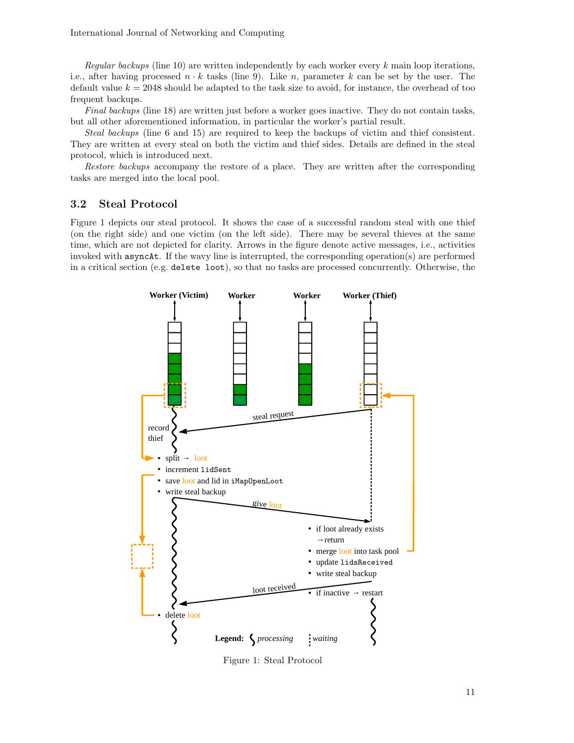*Regular backups* (line 10) are written independently by each worker every $k$ main loop iterations, i.e., after having processed $n \cdot k$ tasks (line 9). Like $n$, parameter $k$ can be set by the user. The default value $k = 2048$ should be adapted to the task size to avoid, for instance, the overhead of too frequent backups.

*Final backups* (line 18) are written just before a worker goes inactive. They do not contain tasks, but all other aforementioned information, in particular the worker's partial result.

*Steal backups* (line 6 and 15) are required to keep the backups of victim and thief consistent. They are written at every steal on both the victim and thief sides. Details are defined in the steal protocol, which is introduced next.

*Restore backups* accompany the restore of a place. They are written after the corresponding tasks are merged into the local pool.

## 3.2 Steal Protocol

Figure 1 depicts our steal protocol. It shows the case of a successful random steal with one thief (on the right side) and one victim (on the left side). There may be several thieves at the same time, which are not depicted for clarity. Arrows in the figure denote active messages, i.e., activities invoked with `asyncAt`. If the wavy line is interrupted, the corresponding operation(s) are performed in a critical section (e.g. `delete loot`), so that no tasks are processed concurrently. Otherwise, the

Figure 1: Steal Protocol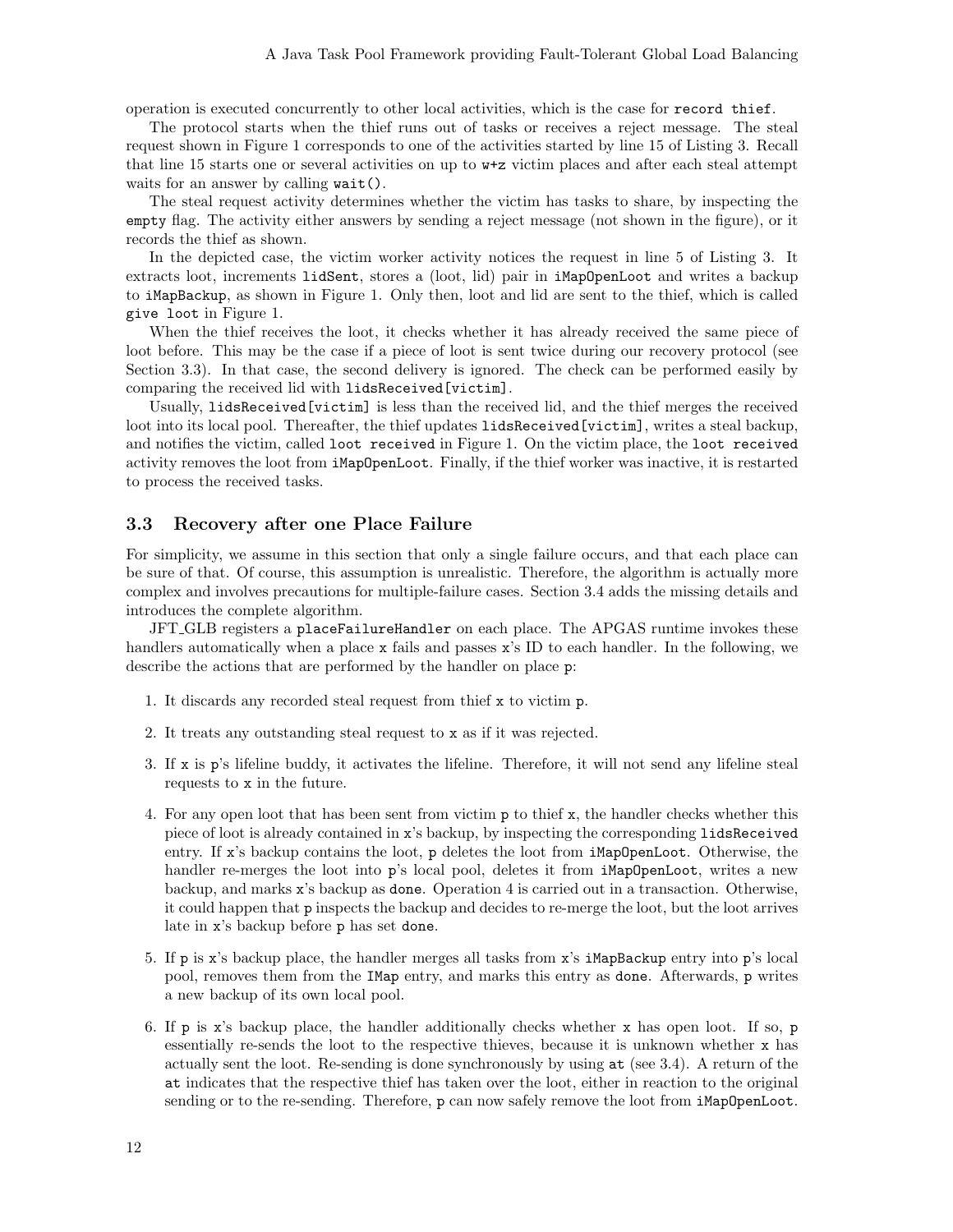operation is executed concurrently to other local activities, which is the case for `record thief`.

The protocol starts when the thief runs out of tasks or receives a reject message. The steal request shown in Figure 1 corresponds to one of the activities started by line 15 of Listing 3. Recall that line 15 starts one or several activities on up to `w+z` victim places and after each steal attempt waits for an answer by calling `wait()`.

The steal request activity determines whether the victim has tasks to share, by inspecting the `empty` flag. The activity either answers by sending a reject message (not shown in the figure), or it records the thief as shown.

In the depicted case, the victim worker activity notices the request in line 5 of Listing 3. It extracts loot, increments `lidSent`, stores a (loot, lid) pair in `iMapOpenLoot` and writes a backup to `iMapBackup`, as shown in Figure 1. Only then, loot and lid are sent to the thief, which is called `give loot` in Figure 1.

When the thief receives the loot, it checks whether it has already received the same piece of loot before. This may be the case if a piece of loot is sent twice during our recovery protocol (see Section 3.3). In that case, the second delivery is ignored. The check can be performed easily by comparing the received lid with `lidsReceived[victim]`.

Usually, `lidsReceived[victim]` is less than the received lid, and the thief merges the received loot into its local pool. Thereafter, the thief updates `lidsReceived[victim]`, writes a steal backup, and notifies the victim, called `loot received` in Figure 1. On the victim place, the `loot received` activity removes the loot from `iMapOpenLoot`. Finally, if the thief worker was inactive, it is restarted to process the received tasks.

### 3.3 Recovery after one Place Failure

For simplicity, we assume in this section that only a single failure occurs, and that each place can be sure of that. Of course, this assumption is unrealistic. Therefore, the algorithm is actually more complex and involves precautions for multiple-failure cases. Section 3.4 adds the missing details and introduces the complete algorithm.

JFT_GLB registers a `placeFailureHandler` on each place. The APGAS runtime invokes these handlers automatically when a place `x` fails and passes `x`'s ID to each handler. In the following, we describe the actions that are performed by the handler on place `p`:

1. It discards any recorded steal request from thief `x` to victim `p`.
2. It treats any outstanding steal request to `x` as if it was rejected.
3. If `x` is `p`'s lifeline buddy, it activates the lifeline. Therefore, it will not send any lifeline steal requests to `x` in the future.
4. For any open loot that has been sent from victim `p` to thief `x`, the handler checks whether this piece of loot is already contained in `x`'s backup, by inspecting the corresponding `lidsReceived` entry. If `x`'s backup contains the loot, `p` deletes the loot from `iMapOpenLoot`. Otherwise, the handler re-merges the loot into `p`'s local pool, deletes it from `iMapOpenLoot`, writes a new backup, and marks `x`'s backup as `done`. Operation 4 is carried out in a transaction. Otherwise, it could happen that `p` inspects the backup and decides to re-merge the loot, but the loot arrives late in `x`'s backup before `p` has set `done`.
5. If `p` is `x`'s backup place, the handler merges all tasks from `x`'s `iMapBackup` entry into `p`'s local pool, removes them from the `IMap` entry, and marks this entry as `done`. Afterwards, `p` writes a new backup of its own local pool.
6. If `p` is `x`'s backup place, the handler additionally checks whether `x` has open loot. If so, `p` essentially re-sends the loot to the respective thieves, because it is unknown whether `x` has actually sent the loot. Re-sending is done synchronously by using `at` (see 3.4). A return of the `at` indicates that the respective thief has taken over the loot, either in reaction to the original sending or to the re-sending. Therefore, `p` can now safely remove the loot from `iMapOpenLoot`.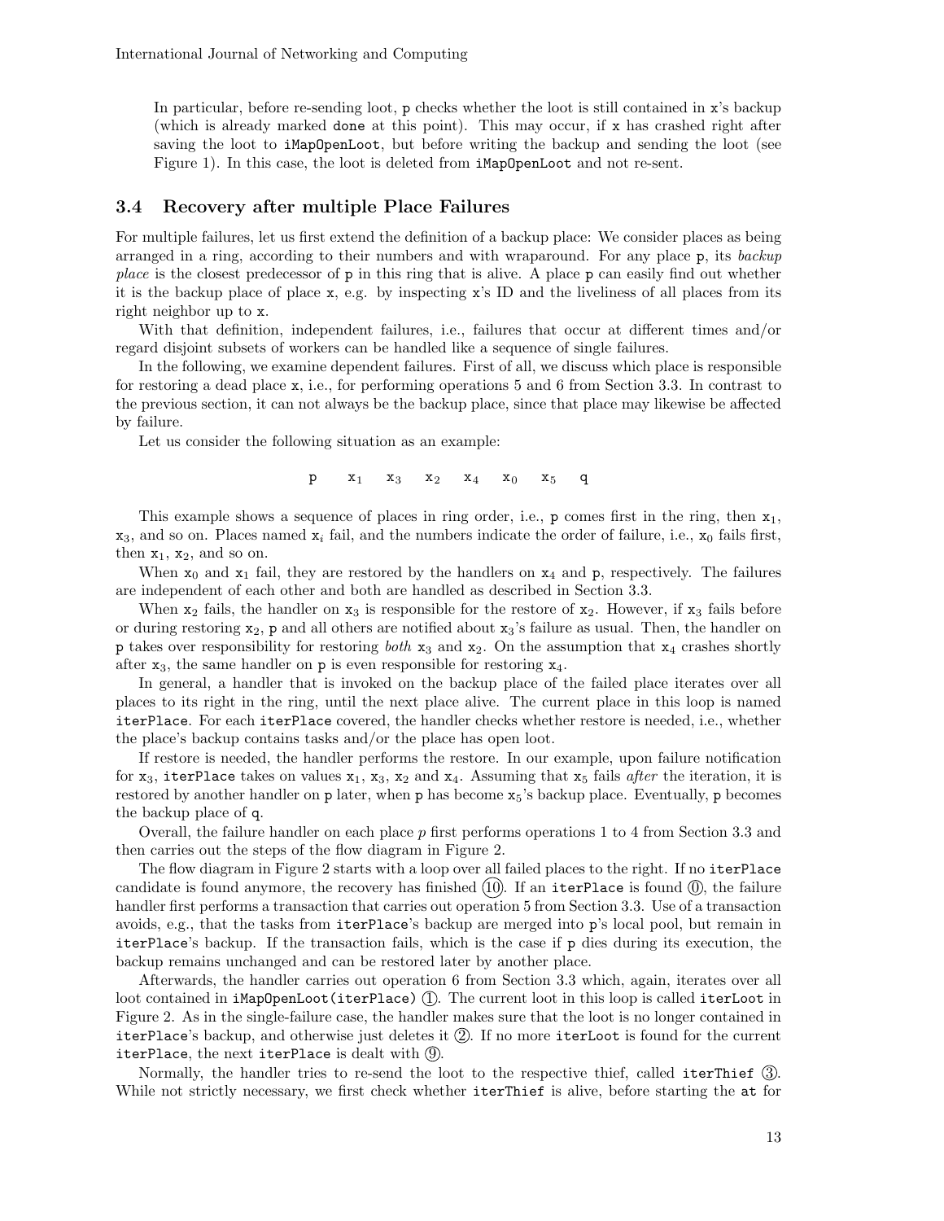In particular, before re-sending loot, p checks whether the loot is still contained in x's backup (which is already marked done at this point). This may occur, if x has crashed right after saving the loot to iMapOpenLoot, but before writing the backup and sending the loot (see Figure 1). In this case, the loot is deleted from iMapOpenLoot and not re-sent.

### 3.4 Recovery after multiple Place Failures

For multiple failures, let us first extend the definition of a backup place: We consider places as being arranged in a ring, according to their numbers and with wraparound. For any place p, its *backup place* is the closest predecessor of p in this ring that is alive. A place p can easily find out whether it is the backup place of place x, e.g. by inspecting x's ID and the liveliness of all places from its right neighbor up to x.

With that definition, independent failures, i.e., failures that occur at different times and/or regard disjoint subsets of workers can be handled like a sequence of single failures.

In the following, we examine dependent failures. First of all, we discuss which place is responsible for restoring a dead place x, i.e., for performing operations 5 and 6 from Section 3.3. In contrast to the previous section, it can not always be the backup place, since that place may likewise be affected by failure.

Let us consider the following situation as an example:

$$\mathtt{p} \quad \mathtt{x}_1 \quad \mathtt{x}_3 \quad \mathtt{x}_2 \quad \mathtt{x}_4 \quad \mathtt{x}_0 \quad \mathtt{x}_5 \quad \mathtt{q}$$

This example shows a sequence of places in ring order, i.e., p comes first in the ring, then $x_1$, $x_3$, and so on. Places named $x_i$ fail, and the numbers indicate the order of failure, i.e., $x_0$ fails first, then $x_1$, $x_2$, and so on.

When $x_0$ and $x_1$ fail, they are restored by the handlers on $x_4$ and p, respectively. The failures are independent of each other and both are handled as described in Section 3.3.

When $x_2$ fails, the handler on $x_3$ is responsible for the restore of $x_2$. However, if $x_3$ fails before or during restoring $x_2$, p and all others are notified about $x_3$'s failure as usual. Then, the handler on p takes over responsibility for restoring *both* $x_3$ and $x_2$. On the assumption that $x_4$ crashes shortly after $x_3$, the same handler on p is even responsible for restoring $x_4$.

In general, a handler that is invoked on the backup place of the failed place iterates over all places to its right in the ring, until the next place alive. The current place in this loop is named iterPlace. For each iterPlace covered, the handler checks whether restore is needed, i.e., whether the place's backup contains tasks and/or the place has open loot.

If restore is needed, the handler performs the restore. In our example, upon failure notification for $x_3$, iterPlace takes on values $x_1$, $x_3$, $x_2$ and $x_4$. Assuming that $x_5$ fails *after* the iteration, it is restored by another handler on p later, when p has become $x_5$'s backup place. Eventually, p becomes the backup place of q.

Overall, the failure handler on each place *p* first performs operations 1 to 4 from Section 3.3 and then carries out the steps of the flow diagram in Figure 2.

The flow diagram in Figure 2 starts with a loop over all failed places to the right. If no iterPlace candidate is found anymore, the recovery has finished (10). If an iterPlace is found (0), the failure handler first performs a transaction that carries out operation 5 from Section 3.3. Use of a transaction avoids, e.g., that the tasks from iterPlace's backup are merged into p's local pool, but remain in iterPlace's backup. If the transaction fails, which is the case if p dies during its execution, the backup remains unchanged and can be restored later by another place.

Afterwards, the handler carries out operation 6 from Section 3.3 which, again, iterates over all loot contained in iMapOpenLoot(iterPlace) (1). The current loot in this loop is called iterLoot in Figure 2. As in the single-failure case, the handler makes sure that the loot is no longer contained in iterPlace's backup, and otherwise just deletes it (2). If no more iterLoot is found for the current iterPlace, the next iterPlace is dealt with (9).

Normally, the handler tries to re-send the loot to the respective thief, called iterThief (3). While not strictly necessary, we first check whether iterThief is alive, before starting the at for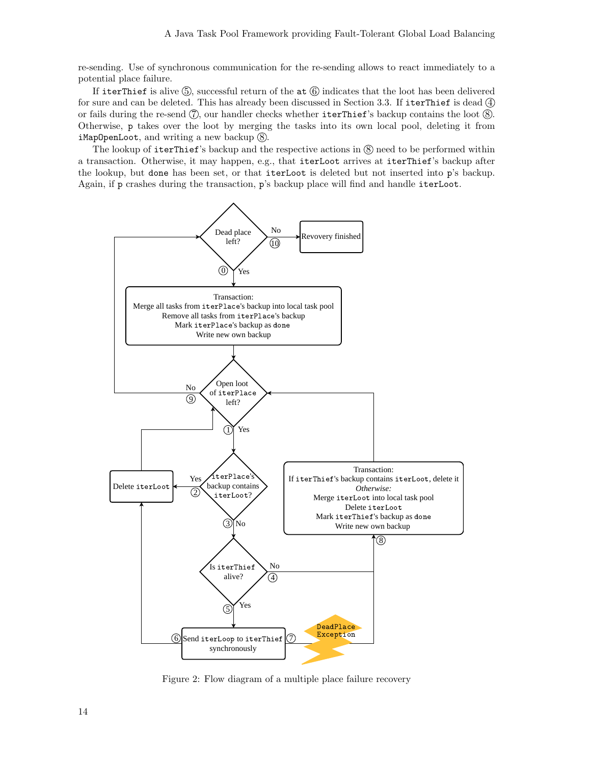re-sending. Use of synchronous communication for the re-sending allows to react immediately to a potential place failure.

If `iterThief` is alive ⑤, successful return of the `at` ⑥ indicates that the loot has been delivered for sure and can be deleted. This has already been discussed in Section 3.3. If `iterThief` is dead ④ or fails during the re-send ⑦, our handler checks whether `iterThief`'s backup contains the loot ⑧. Otherwise, `p` takes over the loot by merging the tasks into its own local pool, deleting it from `iMapOpenLoot`, and writing a new backup ⑧.

The lookup of `iterThief`'s backup and the respective actions in ⑧ need to be performed within a transaction. Otherwise, it may happen, e.g., that `iterLoot` arrives at `iterThief`'s backup after the lookup, but `done` has been set, or that `iterLoot` is deleted but not inserted into `p`'s backup. Again, if `p` crashes during the transaction, `p`'s backup place will find and handle `iterLoot`.

Figure 2: Flow diagram of a multiple place failure recovery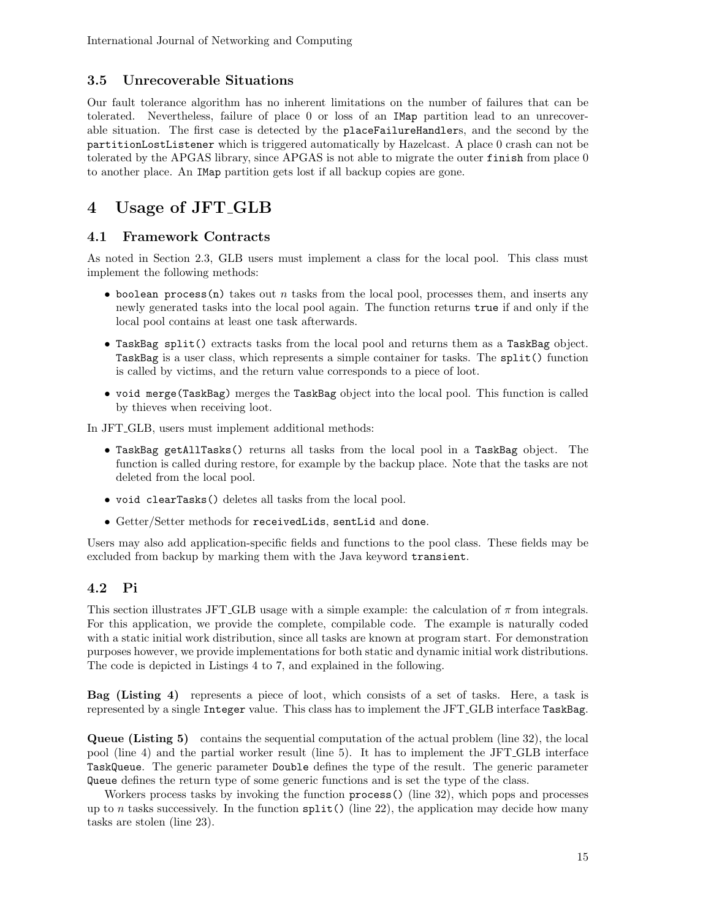### 3.5 Unrecoverable Situations

Our fault tolerance algorithm has no inherent limitations on the number of failures that can be tolerated. Nevertheless, failure of place 0 or loss of an `IMap` partition lead to an unrecoverable situation. The first case is detected by the `placeFailureHandler`s, and the second by the `partitionLostListener` which is triggered automatically by Hazelcast. A place 0 crash can not be tolerated by the APGAS library, since APGAS is not able to migrate the outer `finish` from place 0 to another place. An `IMap` partition gets lost if all backup copies are gone.

## 4 Usage of JFT_GLB

### 4.1 Framework Contracts

As noted in Section 2.3, GLB users must implement a class for the local pool. This class must implement the following methods:

- `boolean process(n)` takes out $n$ tasks from the local pool, processes them, and inserts any newly generated tasks into the local pool again. The function returns `true` if and only if the local pool contains at least one task afterwards.
- `TaskBag split()` extracts tasks from the local pool and returns them as a `TaskBag` object. `TaskBag` is a user class, which represents a simple container for tasks. The `split()` function is called by victims, and the return value corresponds to a piece of loot.
- `void merge(TaskBag)` merges the `TaskBag` object into the local pool. This function is called by thieves when receiving loot.

In JFT_GLB, users must implement additional methods:

- `TaskBag getAllTasks()` returns all tasks from the local pool in a `TaskBag` object. The function is called during restore, for example by the backup place. Note that the tasks are not deleted from the local pool.
- `void clearTasks()` deletes all tasks from the local pool.
- Getter/Setter methods for `receivedLids`, `sentLid` and `done`.

Users may also add application-specific fields and functions to the pool class. These fields may be excluded from backup by marking them with the Java keyword `transient`.

### 4.2 Pi

This section illustrates JFT_GLB usage with a simple example: the calculation of $\pi$ from integrals. For this application, we provide the complete, compilable code. The example is naturally coded with a static initial work distribution, since all tasks are known at program start. For demonstration purposes however, we provide implementations for both static and dynamic initial work distributions. The code is depicted in Listings 4 to 7, and explained in the following.

**Bag (Listing 4)** represents a piece of loot, which consists of a set of tasks. Here, a task is represented by a single `Integer` value. This class has to implement the JFT_GLB interface `TaskBag`.

**Queue (Listing 5)** contains the sequential computation of the actual problem (line 32), the local pool (line 4) and the partial worker result (line 5). It has to implement the JFT_GLB interface `TaskQueue`. The generic parameter `Double` defines the type of the result. The generic parameter `Queue` defines the return type of some generic functions and is set the type of the class.

Workers process tasks by invoking the function `process()` (line 32), which pops and processes up to $n$ tasks successively. In the function `split()` (line 22), the application may decide how many tasks are stolen (line 23).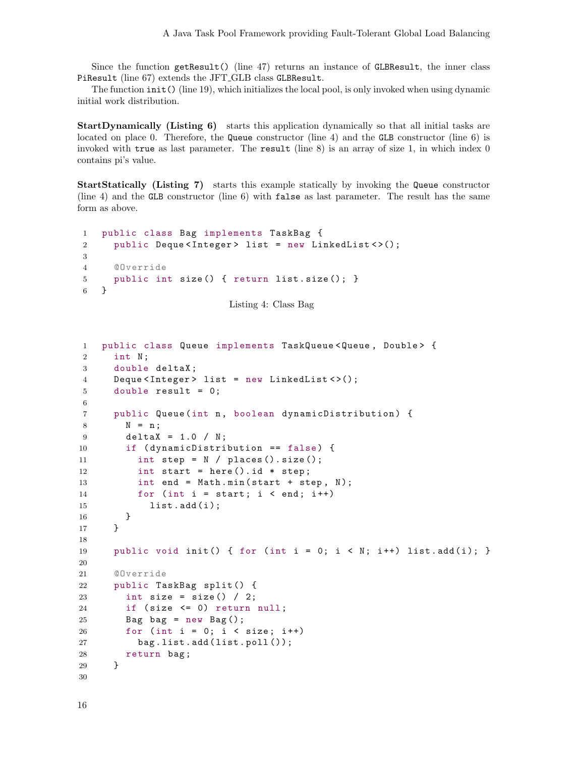Since the function `getResult()` (line 47) returns an instance of `GLBResult`, the inner class `PiResult` (line 67) extends the JFT_GLB class `GLBResult`.

The function `init()` (line 19), which initializes the local pool, is only invoked when using dynamic initial work distribution.

**StartDynamically (Listing 6)** starts this application dynamically so that all initial tasks are located on place 0. Therefore, the `Queue` constructor (line 4) and the `GLB` constructor (line 6) is invoked with `true` as last parameter. The `result` (line 8) is an array of size 1, in which index 0 contains pi's value.

**StartStatically (Listing 7)** starts this example statically by invoking the `Queue` constructor (line 4) and the `GLB` constructor (line 6) with `false` as last parameter. The result has the same form as above.

```java
public class Bag implements TaskBag {
  public Deque<Integer> list = new LinkedList<>();

  @Override
  public int size() { return list.size(); }
}
```

Listing 4: Class Bag

```java
public class Queue implements TaskQueue<Queue, Double> {
  int N;
  double deltaX;
  Deque<Integer> list = new LinkedList<>();
  double result = 0;

  public Queue(int n, boolean dynamicDistribution) {
    N = n;
    deltaX = 1.0 / N;
    if (dynamicDistribution == false) {
      int step = N / places().size();
      int start = here().id * step;
      int end = Math.min(start + step, N);
      for (int i = start; i < end; i++)
        list.add(i);
    }
  }

  public void init() { for (int i = 0; i < N; i++) list.add(i); }

  @Override
  public TaskBag split() {
    int size = size() / 2;
    if (size <= 0) return null;
    Bag bag = new Bag();
    for (int i = 0; i < size; i++)
      bag.list.add(list.poll());
    return bag;
  }

```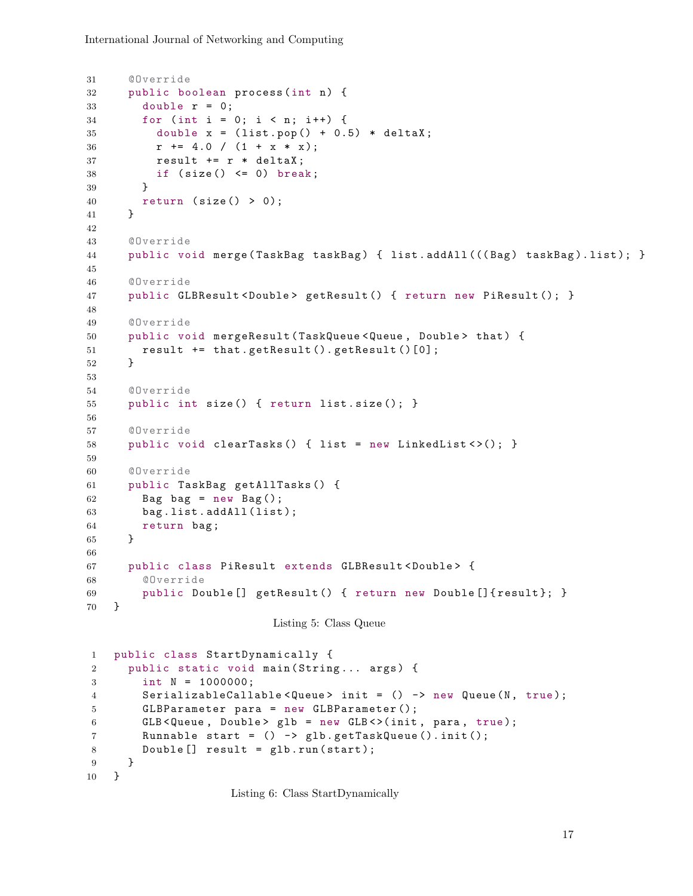```
31    @Override
32    public boolean process(int n) {
33      double r = 0;
34      for (int i = 0; i < n; i++) {
35        double x = (list.pop() + 0.5) * deltaX;
36        r += 4.0 / (1 + x * x);
37        result += r * deltaX;
38        if (size() <= 0) break;
39      }
40      return (size() > 0);
41    }
42
43    @Override
44    public void merge(TaskBag taskBag) { list.addAll(((Bag) taskBag).list); }
45
46    @Override
47    public GLBResult<Double> getResult() { return new PiResult(); }
48
49    @Override
50    public void mergeResult(TaskQueue<Queue, Double> that) {
51      result += that.getResult().getResult()[0];
52    }
53
54    @Override
55    public int size() { return list.size(); }
56
57    @Override
58    public void clearTasks() { list = new LinkedList<>(); }
59
60    @Override
61    public TaskBag getAllTasks() {
62      Bag bag = new Bag();
63      bag.list.addAll(list);
64      return bag;
65    }
66
67    public class PiResult extends GLBResult<Double> {
68      @Override
69      public Double[] getResult() { return new Double[]{result}; }
70  }
```

Listing 5: Class Queue

```
1  public class StartDynamically {
2    public static void main(String... args) {
3      int N = 1000000;
4      SerializableCallable<Queue> init = () -> new Queue(N, true);
5      GLBParameter para = new GLBParameter();
6      GLB<Queue, Double> glb = new GLB<>(init, para, true);
7      Runnable start = () -> glb.getTaskQueue().init();
8      Double[] result = glb.run(start);
9    }
10 }
```

Listing 6: Class StartDynamically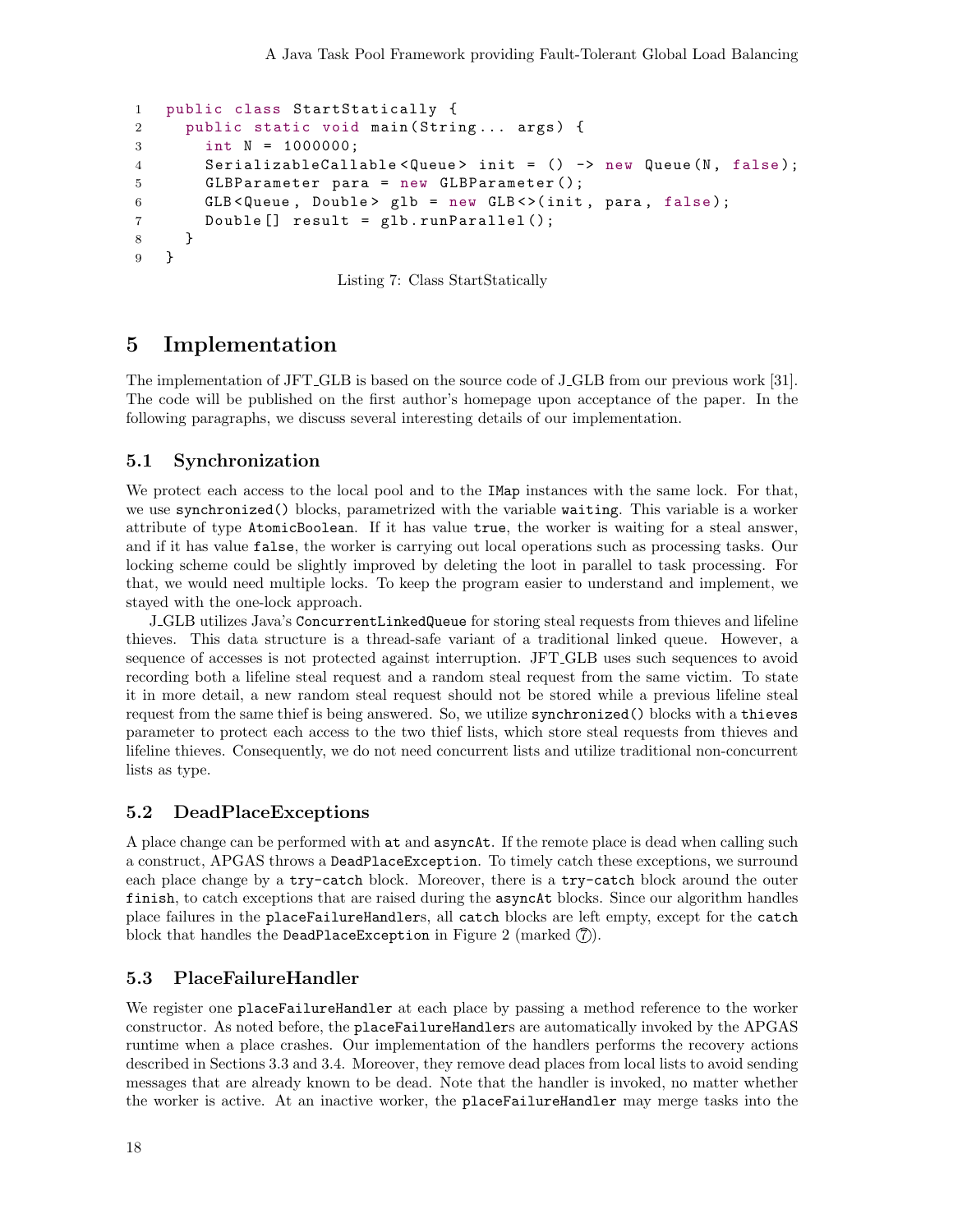```java
public class StartStatically {
  public static void main(String... args) {
    int N = 1000000;
    SerializableCallable<Queue> init = () -> new Queue(N, false);
    GLBParameter para = new GLBParameter();
    GLB<Queue, Double> glb = new GLB<>(init, para, false);
    Double[] result = glb.runParallel();
  }
}
```

Listing 7: Class StartStatically

# 5 Implementation

The implementation of JFT_GLB is based on the source code of J_GLB from our previous work [31]. The code will be published on the first author's homepage upon acceptance of the paper. In the following paragraphs, we discuss several interesting details of our implementation.

## 5.1 Synchronization

We protect each access to the local pool and to the `IMap` instances with the same lock. For that, we use `synchronized()` blocks, parametrized with the variable `waiting`. This variable is a worker attribute of type `AtomicBoolean`. If it has value `true`, the worker is waiting for a steal answer, and if it has value `false`, the worker is carrying out local operations such as processing tasks. Our locking scheme could be slightly improved by deleting the loot in parallel to task processing. For that, we would need multiple locks. To keep the program easier to understand and implement, we stayed with the one-lock approach.

J_GLB utilizes Java's `ConcurrentLinkedQueue` for storing steal requests from thieves and lifeline thieves. This data structure is a thread-safe variant of a traditional linked queue. However, a sequence of accesses is not protected against interruption. JFT_GLB uses such sequences to avoid recording both a lifeline steal request and a random steal request from the same victim. To state it in more detail, a new random steal request should not be stored while a previous lifeline steal request from the same thief is being answered. So, we utilize `synchronized()` blocks with a `thieves` parameter to protect each access to the two thief lists, which store steal requests from thieves and lifeline thieves. Consequently, we do not need concurrent lists and utilize traditional non-concurrent lists as type.

## 5.2 DeadPlaceExceptions

A place change can be performed with `at` and `asyncAt`. If the remote place is dead when calling such a construct, APGAS throws a `DeadPlaceException`. To timely catch these exceptions, we surround each place change by a `try-catch` block. Moreover, there is a `try-catch` block around the outer `finish`, to catch exceptions that are raised during the `asyncAt` blocks. Since our algorithm handles place failures in the `placeFailureHandler`s, all `catch` blocks are left empty, except for the `catch` block that handles the `DeadPlaceException` in Figure 2 (marked ⑦).

## 5.3 PlaceFailureHandler

We register one `placeFailureHandler` at each place by passing a method reference to the worker constructor. As noted before, the `placeFailureHandler`s are automatically invoked by the APGAS runtime when a place crashes. Our implementation of the handlers performs the recovery actions described in Sections 3.3 and 3.4. Moreover, they remove dead places from local lists to avoid sending messages that are already known to be dead. Note that the handler is invoked, no matter whether the worker is active. At an inactive worker, the `placeFailureHandler` may merge tasks into the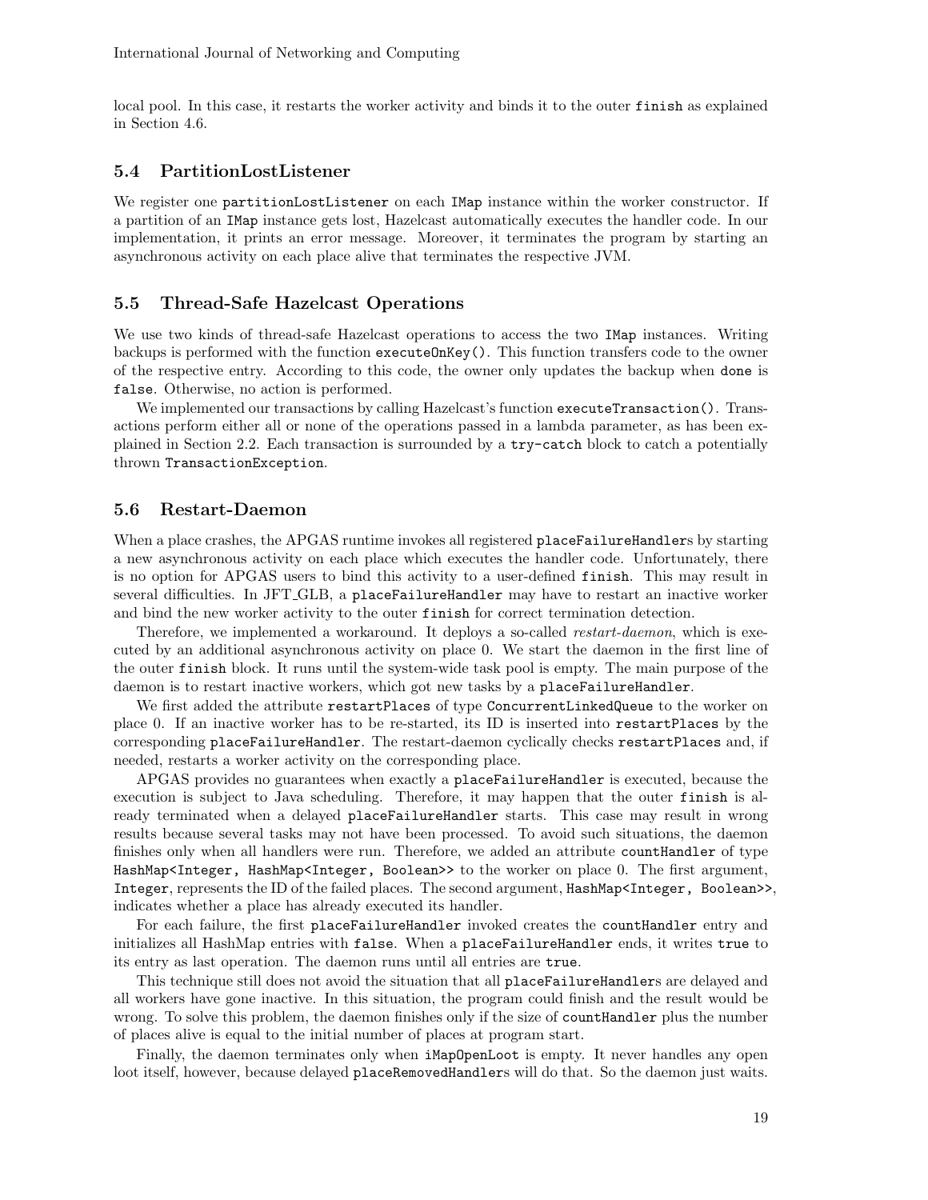local pool. In this case, it restarts the worker activity and binds it to the outer `finish` as explained in Section 4.6.

### 5.4 PartitionLostListener

We register one `partitionLostListener` on each `IMap` instance within the worker constructor. If a partition of an `IMap` instance gets lost, Hazelcast automatically executes the handler code. In our implementation, it prints an error message. Moreover, it terminates the program by starting an asynchronous activity on each place alive that terminates the respective JVM.

### 5.5 Thread-Safe Hazelcast Operations

We use two kinds of thread-safe Hazelcast operations to access the two `IMap` instances. Writing backups is performed with the function `executeOnKey()`. This function transfers code to the owner of the respective entry. According to this code, the owner only updates the backup when `done` is `false`. Otherwise, no action is performed.

We implemented our transactions by calling Hazelcast's function `executeTransaction()`. Transactions perform either all or none of the operations passed in a lambda parameter, as has been explained in Section 2.2. Each transaction is surrounded by a `try-catch` block to catch a potentially thrown `TransactionException`.

### 5.6 Restart-Daemon

When a place crashes, the APGAS runtime invokes all registered `placeFailureHandler`s by starting a new asynchronous activity on each place which executes the handler code. Unfortunately, there is no option for APGAS users to bind this activity to a user-defined `finish`. This may result in several difficulties. In JFT_GLB, a `placeFailureHandler` may have to restart an inactive worker and bind the new worker activity to the outer `finish` for correct termination detection.

Therefore, we implemented a workaround. It deploys a so-called *restart-daemon*, which is executed by an additional asynchronous activity on place 0. We start the daemon in the first line of the outer `finish` block. It runs until the system-wide task pool is empty. The main purpose of the daemon is to restart inactive workers, which got new tasks by a `placeFailureHandler`.

We first added the attribute `restartPlaces` of type `ConcurrentLinkedQueue` to the worker on place 0. If an inactive worker has to be re-started, its ID is inserted into `restartPlaces` by the corresponding `placeFailureHandler`. The restart-daemon cyclically checks `restartPlaces` and, if needed, restarts a worker activity on the corresponding place.

APGAS provides no guarantees when exactly a `placeFailureHandler` is executed, because the execution is subject to Java scheduling. Therefore, it may happen that the outer `finish` is already terminated when a delayed `placeFailureHandler` starts. This case may result in wrong results because several tasks may not have been processed. To avoid such situations, the daemon finishes only when all handlers were run. Therefore, we added an attribute `countHandler` of type `HashMap<Integer, HashMap<Integer, Boolean>>` to the worker on place 0. The first argument, `Integer`, represents the ID of the failed places. The second argument, `HashMap<Integer, Boolean>>`, indicates whether a place has already executed its handler.

For each failure, the first `placeFailureHandler` invoked creates the `countHandler` entry and initializes all HashMap entries with `false`. When a `placeFailureHandler` ends, it writes `true` to its entry as last operation. The daemon runs until all entries are `true`.

This technique still does not avoid the situation that all `placeFailureHandler`s are delayed and all workers have gone inactive. In this situation, the program could finish and the result would be wrong. To solve this problem, the daemon finishes only if the size of `countHandler` plus the number of places alive is equal to the initial number of places at program start.

Finally, the daemon terminates only when `iMapOpenLoot` is empty. It never handles any open loot itself, however, because delayed `placeRemovedHandler`s will do that. So the daemon just waits.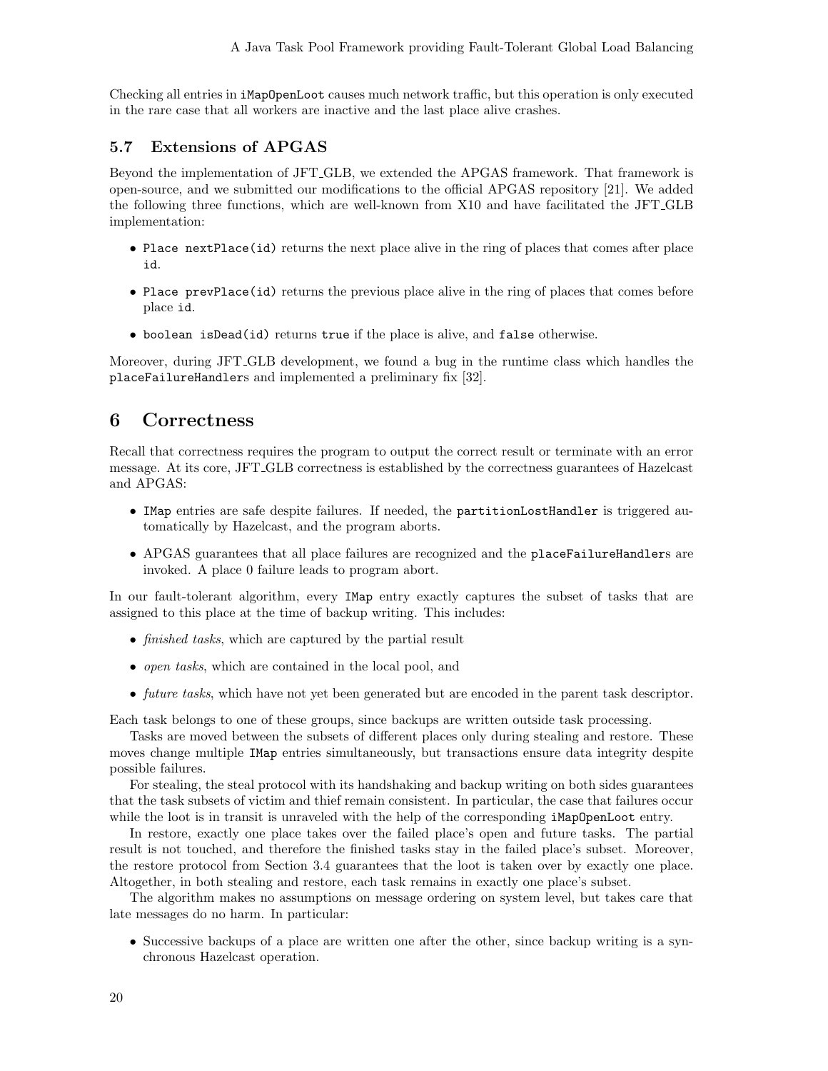Checking all entries in `iMapOpenLoot` causes much network traffic, but this operation is only executed in the rare case that all workers are inactive and the last place alive crashes.

### 5.7 Extensions of APGAS

Beyond the implementation of JFT_GLB, we extended the APGAS framework. That framework is open-source, and we submitted our modifications to the official APGAS repository [21]. We added the following three functions, which are well-known from X10 and have facilitated the JFT_GLB implementation:

- `Place nextPlace(id)` returns the next place alive in the ring of places that comes after place `id`.
- `Place prevPlace(id)` returns the previous place alive in the ring of places that comes before place `id`.
- `boolean isDead(id)` returns `true` if the place is alive, and `false` otherwise.

Moreover, during JFT_GLB development, we found a bug in the runtime class which handles the `placeFailureHandler`s and implemented a preliminary fix [32].

## 6 Correctness

Recall that correctness requires the program to output the correct result or terminate with an error message. At its core, JFT_GLB correctness is established by the correctness guarantees of Hazelcast and APGAS:

- `IMap` entries are safe despite failures. If needed, the `partitionLostHandler` is triggered automatically by Hazelcast, and the program aborts.
- APGAS guarantees that all place failures are recognized and the `placeFailureHandler`s are invoked. A place 0 failure leads to program abort.

In our fault-tolerant algorithm, every `IMap` entry exactly captures the subset of tasks that are assigned to this place at the time of backup writing. This includes:

- *finished tasks*, which are captured by the partial result
- *open tasks*, which are contained in the local pool, and
- *future tasks*, which have not yet been generated but are encoded in the parent task descriptor.

Each task belongs to one of these groups, since backups are written outside task processing.

Tasks are moved between the subsets of different places only during stealing and restore. These moves change multiple `IMap` entries simultaneously, but transactions ensure data integrity despite possible failures.

For stealing, the steal protocol with its handshaking and backup writing on both sides guarantees that the task subsets of victim and thief remain consistent. In particular, the case that failures occur while the loot is in transit is unraveled with the help of the corresponding `iMapOpenLoot` entry.

In restore, exactly one place takes over the failed place's open and future tasks. The partial result is not touched, and therefore the finished tasks stay in the failed place's subset. Moreover, the restore protocol from Section 3.4 guarantees that the loot is taken over by exactly one place. Altogether, in both stealing and restore, each task remains in exactly one place's subset.

The algorithm makes no assumptions on message ordering on system level, but takes care that late messages do no harm. In particular:

- Successive backups of a place are written one after the other, since backup writing is a synchronous Hazelcast operation.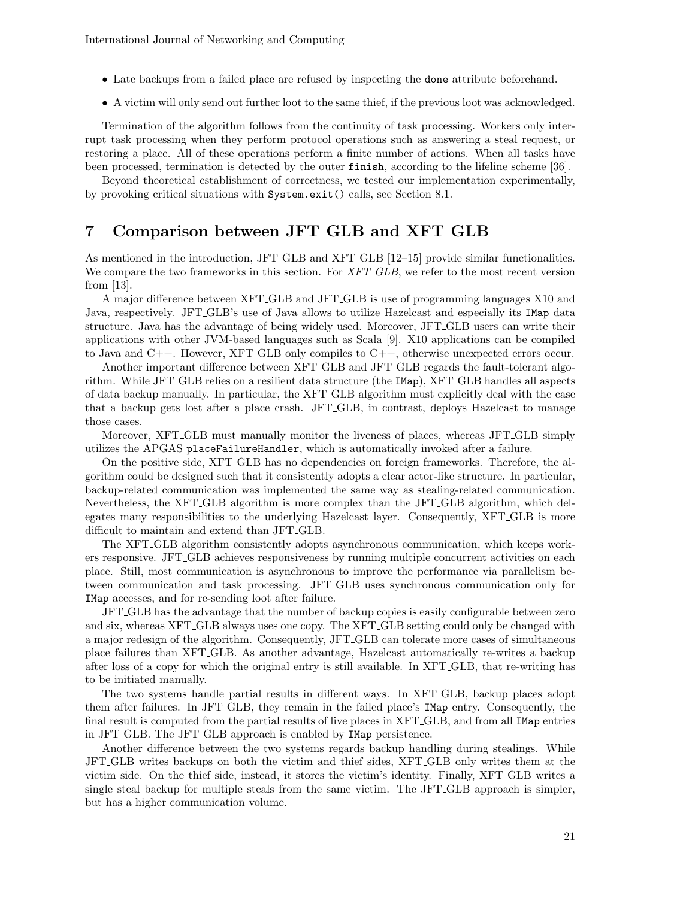- Late backups from a failed place are refused by inspecting the `done` attribute beforehand.
- A victim will only send out further loot to the same thief, if the previous loot was acknowledged.

Termination of the algorithm follows from the continuity of task processing. Workers only interrupt task processing when they perform protocol operations such as answering a steal request, or restoring a place. All of these operations perform a finite number of actions. When all tasks have been processed, termination is detected by the outer `finish`, according to the lifeline scheme [36].

Beyond theoretical establishment of correctness, we tested our implementation experimentally, by provoking critical situations with `System.exit()` calls, see Section 8.1.

# 7 Comparison between JFT_GLB and XFT_GLB

As mentioned in the introduction, JFT_GLB and XFT_GLB [12–15] provide similar functionalities. We compare the two frameworks in this section. For *XFT_GLB*, we refer to the most recent version from [13].

A major difference between XFT_GLB and JFT_GLB is use of programming languages X10 and Java, respectively. JFT_GLB's use of Java allows to utilize Hazelcast and especially its `IMap` data structure. Java has the advantage of being widely used. Moreover, JFT_GLB users can write their applications with other JVM-based languages such as Scala [9]. X10 applications can be compiled to Java and C++. However, XFT_GLB only compiles to C++, otherwise unexpected errors occur.

Another important difference between XFT_GLB and JFT_GLB regards the fault-tolerant algorithm. While JFT_GLB relies on a resilient data structure (the `IMap`), XFT_GLB handles all aspects of data backup manually. In particular, the XFT_GLB algorithm must explicitly deal with the case that a backup gets lost after a place crash. JFT_GLB, in contrast, deploys Hazelcast to manage those cases.

Moreover, XFT_GLB must manually monitor the liveness of places, whereas JFT_GLB simply utilizes the APGAS `placeFailureHandler`, which is automatically invoked after a failure.

On the positive side, XFT_GLB has no dependencies on foreign frameworks. Therefore, the algorithm could be designed such that it consistently adopts a clear actor-like structure. In particular, backup-related communication was implemented the same way as stealing-related communication. Nevertheless, the XFT_GLB algorithm is more complex than the JFT_GLB algorithm, which delegates many responsibilities to the underlying Hazelcast layer. Consequently, XFT_GLB is more difficult to maintain and extend than JFT_GLB.

The XFT_GLB algorithm consistently adopts asynchronous communication, which keeps workers responsive. JFT_GLB achieves responsiveness by running multiple concurrent activities on each place. Still, most communication is asynchronous to improve the performance via parallelism between communication and task processing. JFT_GLB uses synchronous communication only for `IMap` accesses, and for re-sending loot after failure.

JFT_GLB has the advantage that the number of backup copies is easily configurable between zero and six, whereas XFT_GLB always uses one copy. The XFT_GLB setting could only be changed with a major redesign of the algorithm. Consequently, JFT_GLB can tolerate more cases of simultaneous place failures than XFT_GLB. As another advantage, Hazelcast automatically re-writes a backup after loss of a copy for which the original entry is still available. In XFT_GLB, that re-writing has to be initiated manually.

The two systems handle partial results in different ways. In XFT_GLB, backup places adopt them after failures. In JFT_GLB, they remain in the failed place's `IMap` entry. Consequently, the final result is computed from the partial results of live places in XFT_GLB, and from all `IMap` entries in JFT_GLB. The JFT_GLB approach is enabled by `IMap` persistence.

Another difference between the two systems regards backup handling during stealings. While JFT_GLB writes backups on both the victim and thief sides, XFT_GLB only writes them at the victim side. On the thief side, instead, it stores the victim's identity. Finally, XFT_GLB writes a single steal backup for multiple steals from the same victim. The JFT_GLB approach is simpler, but has a higher communication volume.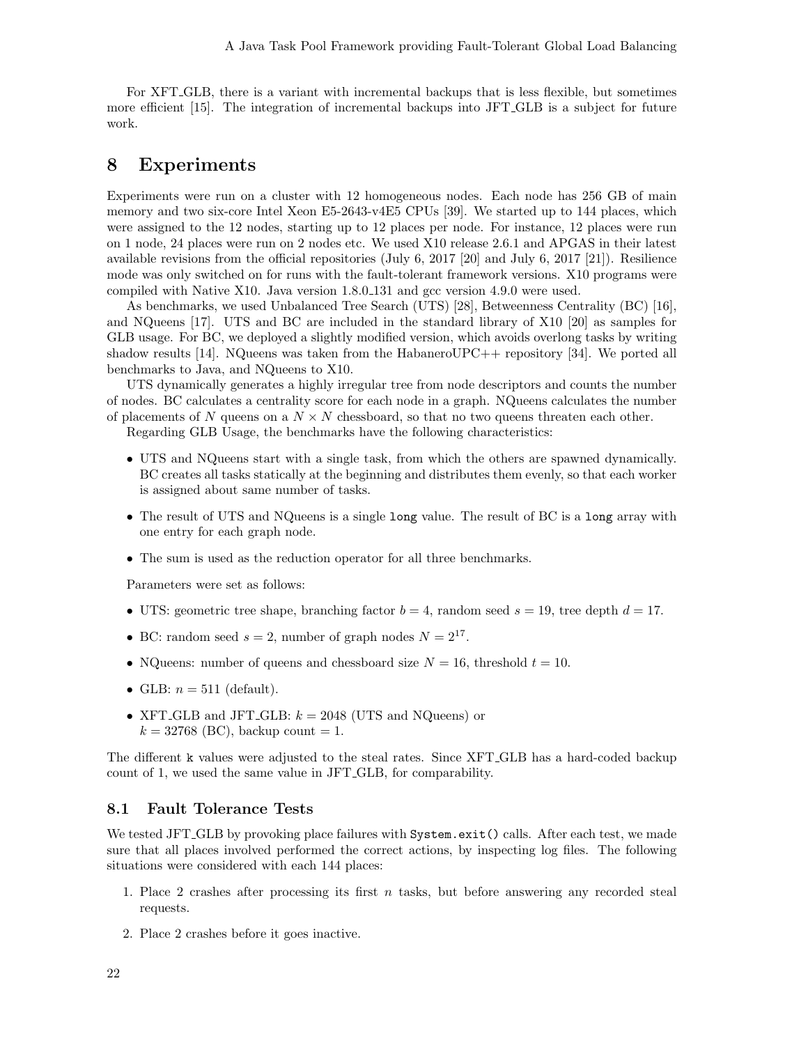For XFT_GLB, there is a variant with incremental backups that is less flexible, but sometimes more efficient [15]. The integration of incremental backups into JFT_GLB is a subject for future work.

# 8 Experiments

Experiments were run on a cluster with 12 homogeneous nodes. Each node has 256 GB of main memory and two six-core Intel Xeon E5-2643-v4E5 CPUs [39]. We started up to 144 places, which were assigned to the 12 nodes, starting up to 12 places per node. For instance, 12 places were run on 1 node, 24 places were run on 2 nodes etc. We used X10 release 2.6.1 and APGAS in their latest available revisions from the official repositories (July 6, 2017 [20] and July 6, 2017 [21]). Resilience mode was only switched on for runs with the fault-tolerant framework versions. X10 programs were compiled with Native X10. Java version 1.8.0_131 and gcc version 4.9.0 were used.

As benchmarks, we used Unbalanced Tree Search (UTS) [28], Betweenness Centrality (BC) [16], and NQueens [17]. UTS and BC are included in the standard library of X10 [20] as samples for GLB usage. For BC, we deployed a slightly modified version, which avoids overlong tasks by writing shadow results [14]. NQueens was taken from the HabaneroUPC++ repository [34]. We ported all benchmarks to Java, and NQueens to X10.

UTS dynamically generates a highly irregular tree from node descriptors and counts the number of nodes. BC calculates a centrality score for each node in a graph. NQueens calculates the number of placements of $N$ queens on a $N \times N$ chessboard, so that no two queens threaten each other.

Regarding GLB Usage, the benchmarks have the following characteristics:

- UTS and NQueens start with a single task, from which the others are spawned dynamically. BC creates all tasks statically at the beginning and distributes them evenly, so that each worker is assigned about same number of tasks.
- The result of UTS and NQueens is a single `long` value. The result of BC is a `long` array with one entry for each graph node.
- The sum is used as the reduction operator for all three benchmarks.

Parameters were set as follows:

- UTS: geometric tree shape, branching factor $b = 4$, random seed $s = 19$, tree depth $d = 17$.
- BC: random seed $s = 2$, number of graph nodes $N = 2^{17}$.
- NQueens: number of queens and chessboard size $N = 16$, threshold $t = 10$.
- GLB: $n = 511$ (default).
- XFT_GLB and JFT_GLB: $k = 2048$ (UTS and NQueens) or $k = 32768$ (BC), backup count = 1.

The different `k` values were adjusted to the steal rates. Since XFT_GLB has a hard-coded backup count of 1, we used the same value in JFT_GLB, for comparability.

## 8.1 Fault Tolerance Tests

We tested JFT_GLB by provoking place failures with `System.exit()` calls. After each test, we made sure that all places involved performed the correct actions, by inspecting log files. The following situations were considered with each 144 places:

1. Place 2 crashes after processing its first $n$ tasks, but before answering any recorded steal requests.
2. Place 2 crashes before it goes inactive.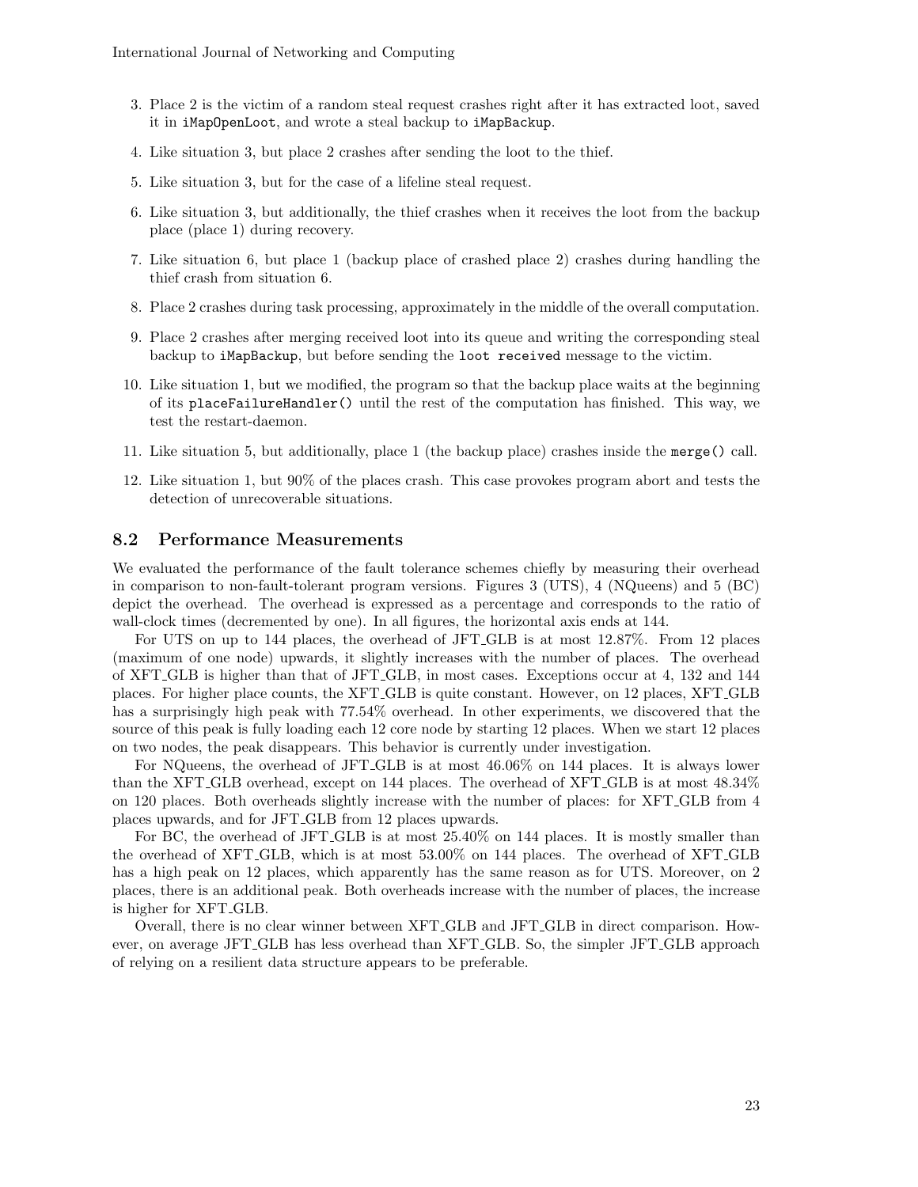3. Place 2 is the victim of a random steal request crashes right after it has extracted loot, saved it in `iMapOpenLoot`, and wrote a steal backup to `iMapBackup`.
4. Like situation 3, but place 2 crashes after sending the loot to the thief.
5. Like situation 3, but for the case of a lifeline steal request.
6. Like situation 3, but additionally, the thief crashes when it receives the loot from the backup place (place 1) during recovery.
7. Like situation 6, but place 1 (backup place of crashed place 2) crashes during handling the thief crash from situation 6.
8. Place 2 crashes during task processing, approximately in the middle of the overall computation.
9. Place 2 crashes after merging received loot into its queue and writing the corresponding steal backup to `iMapBackup`, but before sending the `loot received` message to the victim.
10. Like situation 1, but we modified, the program so that the backup place waits at the beginning of its `placeFailureHandler()` until the rest of the computation has finished. This way, we test the restart-daemon.
11. Like situation 5, but additionally, place 1 (the backup place) crashes inside the `merge()` call.
12. Like situation 1, but 90% of the places crash. This case provokes program abort and tests the detection of unrecoverable situations.

### 8.2 Performance Measurements

We evaluated the performance of the fault tolerance schemes chiefly by measuring their overhead in comparison to non-fault-tolerant program versions. Figures 3 (UTS), 4 (NQueens) and 5 (BC) depict the overhead. The overhead is expressed as a percentage and corresponds to the ratio of wall-clock times (decremented by one). In all figures, the horizontal axis ends at 144.

For UTS on up to 144 places, the overhead of JFT_GLB is at most 12.87%. From 12 places (maximum of one node) upwards, it slightly increases with the number of places. The overhead of XFT_GLB is higher than that of JFT_GLB, in most cases. Exceptions occur at 4, 132 and 144 places. For higher place counts, the XFT_GLB is quite constant. However, on 12 places, XFT_GLB has a surprisingly high peak with 77.54% overhead. In other experiments, we discovered that the source of this peak is fully loading each 12 core node by starting 12 places. When we start 12 places on two nodes, the peak disappears. This behavior is currently under investigation.

For NQueens, the overhead of JFT_GLB is at most 46.06% on 144 places. It is always lower than the XFT_GLB overhead, except on 144 places. The overhead of XFT_GLB is at most 48.34% on 120 places. Both overheads slightly increase with the number of places: for XFT_GLB from 4 places upwards, and for JFT_GLB from 12 places upwards.

For BC, the overhead of JFT_GLB is at most 25.40% on 144 places. It is mostly smaller than the overhead of XFT_GLB, which is at most 53.00% on 144 places. The overhead of XFT_GLB has a high peak on 12 places, which apparently has the same reason as for UTS. Moreover, on 2 places, there is an additional peak. Both overheads increase with the number of places, the increase is higher for XFT_GLB.

Overall, there is no clear winner between XFT_GLB and JFT_GLB in direct comparison. However, on average JFT_GLB has less overhead than XFT_GLB. So, the simpler JFT_GLB approach of relying on a resilient data structure appears to be preferable.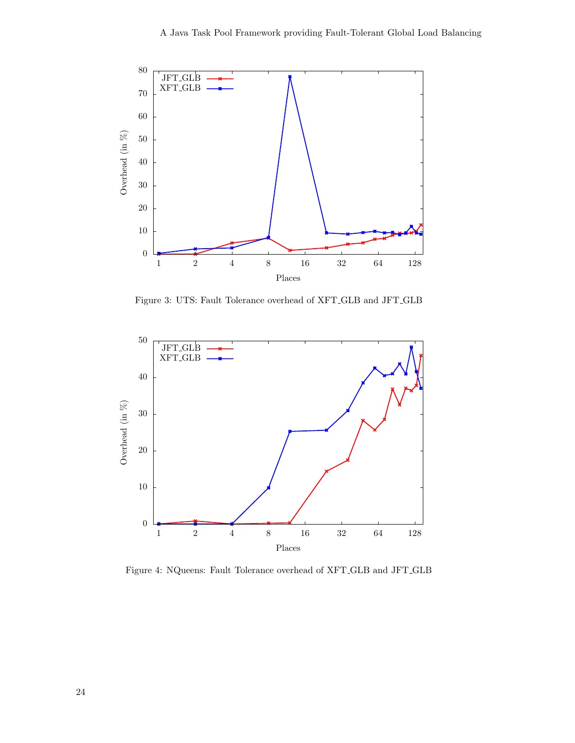Figure 3: UTS: Fault Tolerance overhead of XFT_GLB and JFT_GLB

Figure 4: NQueens: Fault Tolerance overhead of XFT_GLB and JFT_GLB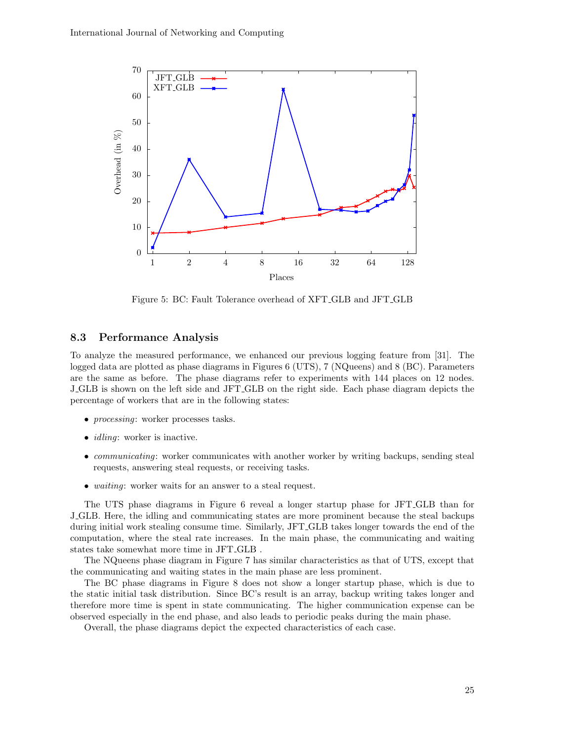Figure 5: BC: Fault Tolerance overhead of XFT_GLB and JFT_GLB

### 8.3 Performance Analysis

To analyze the measured performance, we enhanced our previous logging feature from [31]. The logged data are plotted as phase diagrams in Figures 6 (UTS), 7 (NQueens) and 8 (BC). Parameters are the same as before. The phase diagrams refer to experiments with 144 places on 12 nodes. J_GLB is shown on the left side and JFT_GLB on the right side. Each phase diagram depicts the percentage of workers that are in the following states:

- *processing*: worker processes tasks.
- *idling*: worker is inactive.
- *communicating*: worker communicates with another worker by writing backups, sending steal requests, answering steal requests, or receiving tasks.
- *waiting*: worker waits for an answer to a steal request.

The UTS phase diagrams in Figure 6 reveal a longer startup phase for JFT_GLB than for J_GLB. Here, the idling and communicating states are more prominent because the steal backups during initial work stealing consume time. Similarly, JFT_GLB takes longer towards the end of the computation, where the steal rate increases. In the main phase, the communicating and waiting states take somewhat more time in JFT_GLB .

The NQueens phase diagram in Figure 7 has similar characteristics as that of UTS, except that the communicating and waiting states in the main phase are less prominent.

The BC phase diagrams in Figure 8 does not show a longer startup phase, which is due to the static initial task distribution. Since BC's result is an array, backup writing takes longer and therefore more time is spent in state communicating. The higher communication expense can be observed especially in the end phase, and also leads to periodic peaks during the main phase.

Overall, the phase diagrams depict the expected characteristics of each case.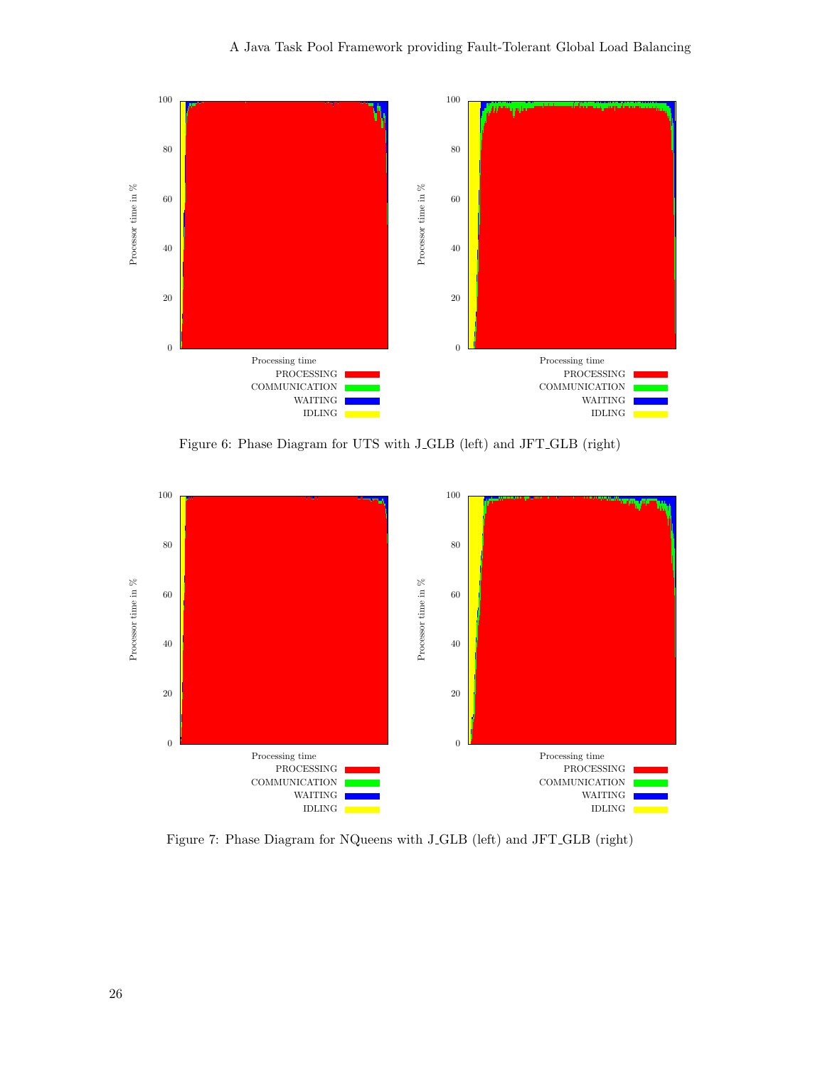Figure 6: Phase Diagram for UTS with J_GLB (left) and JFT_GLB (right)

Figure 7: Phase Diagram for NQueens with J_GLB (left) and JFT_GLB (right)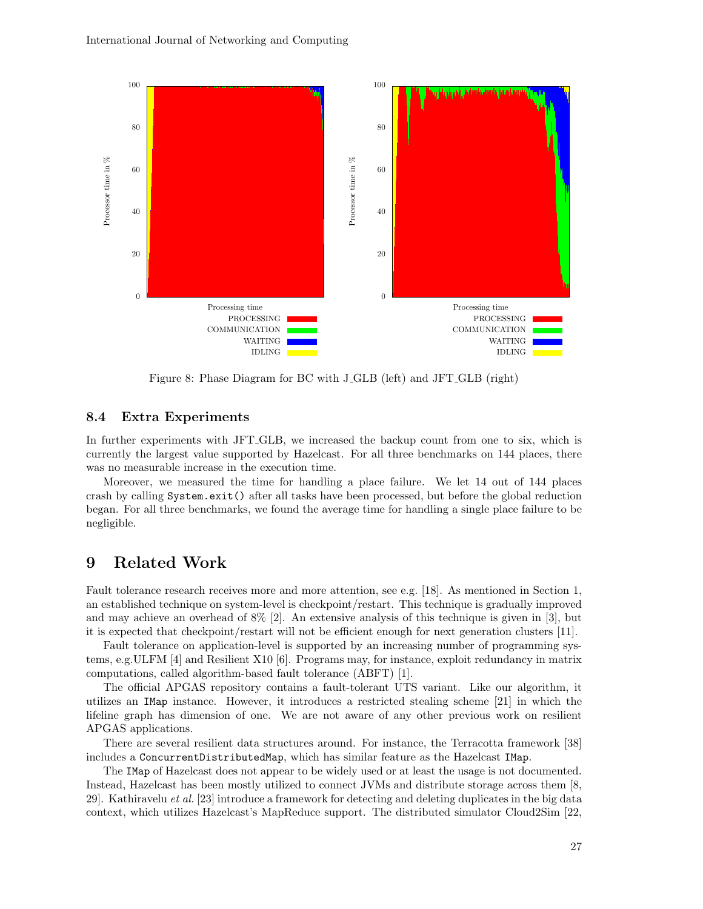Figure 8: Phase Diagram for BC with J_GLB (left) and JFT_GLB (right)

### 8.4 Extra Experiments

In further experiments with JFT_GLB, we increased the backup count from one to six, which is currently the largest value supported by Hazelcast. For all three benchmarks on 144 places, there was no measurable increase in the execution time.

Moreover, we measured the time for handling a place failure. We let 14 out of 144 places crash by calling `System.exit()` after all tasks have been processed, but before the global reduction began. For all three benchmarks, we found the average time for handling a single place failure to be negligible.

## 9 Related Work

Fault tolerance research receives more and more attention, see e.g. [18]. As mentioned in Section 1, an established technique on system-level is checkpoint/restart. This technique is gradually improved and may achieve an overhead of 8% [2]. An extensive analysis of this technique is given in [3], but it is expected that checkpoint/restart will not be efficient enough for next generation clusters [11].

Fault tolerance on application-level is supported by an increasing number of programming systems, e.g.ULFM [4] and Resilient X10 [6]. Programs may, for instance, exploit redundancy in matrix computations, called algorithm-based fault tolerance (ABFT) [1].

The official APGAS repository contains a fault-tolerant UTS variant. Like our algorithm, it utilizes an `IMap` instance. However, it introduces a restricted stealing scheme [21] in which the lifeline graph has dimension of one. We are not aware of any other previous work on resilient APGAS applications.

There are several resilient data structures around. For instance, the Terracotta framework [38] includes a `ConcurrentDistributedMap`, which has similar feature as the Hazelcast `IMap`.

The `IMap` of Hazelcast does not appear to be widely used or at least the usage is not documented. Instead, Hazelcast has been mostly utilized to connect JVMs and distribute storage across them [8, 29]. Kathiravelu *et al.* [23] introduce a framework for detecting and deleting duplicates in the big data context, which utilizes Hazelcast's MapReduce support. The distributed simulator Cloud2Sim [22,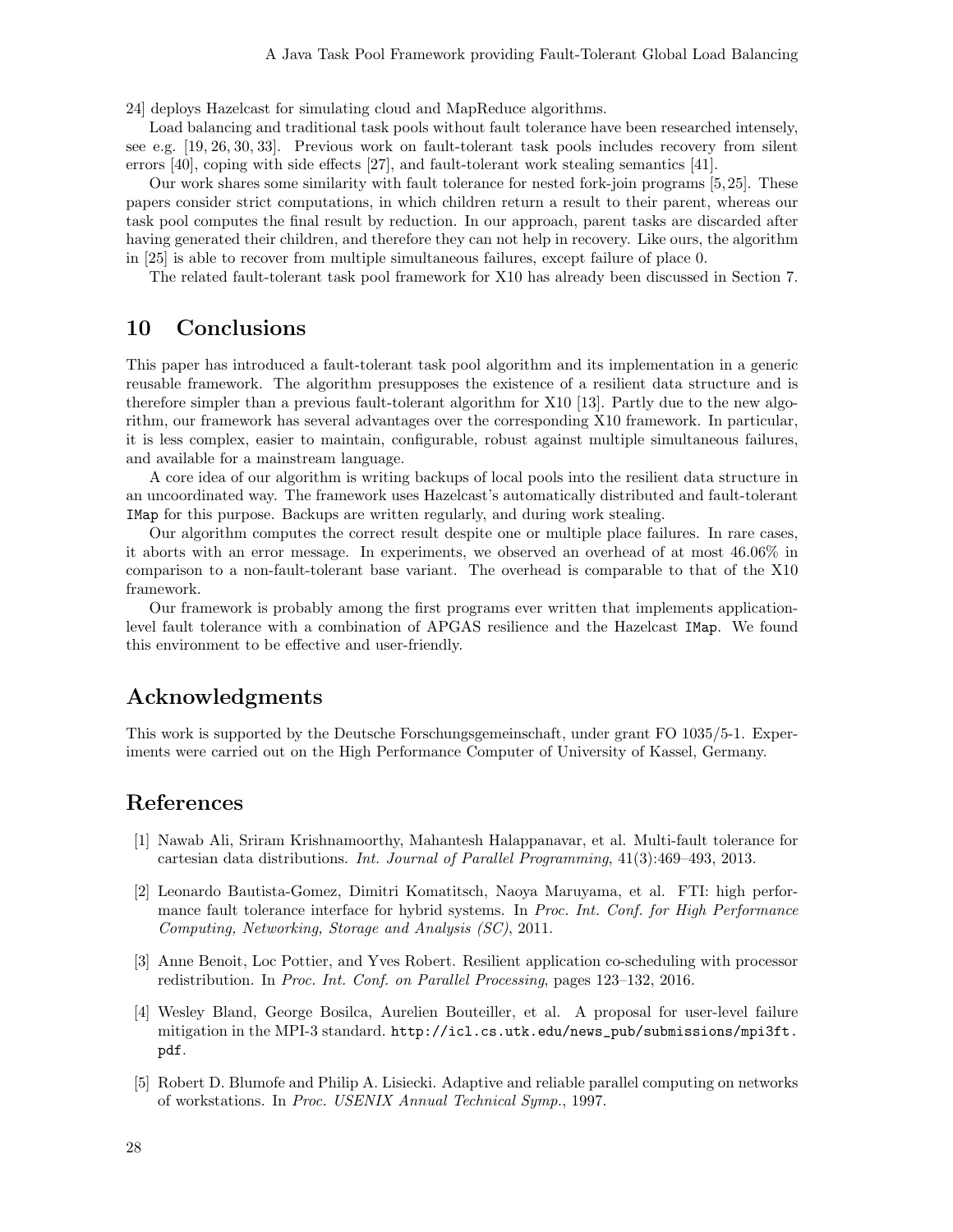24] deploys Hazelcast for simulating cloud and MapReduce algorithms.

Load balancing and traditional task pools without fault tolerance have been researched intensely, see e.g. [19, 26, 30, 33]. Previous work on fault-tolerant task pools includes recovery from silent errors [40], coping with side effects [27], and fault-tolerant work stealing semantics [41].

Our work shares some similarity with fault tolerance for nested fork-join programs [5, 25]. These papers consider strict computations, in which children return a result to their parent, whereas our task pool computes the final result by reduction. In our approach, parent tasks are discarded after having generated their children, and therefore they can not help in recovery. Like ours, the algorithm in [25] is able to recover from multiple simultaneous failures, except failure of place 0.

The related fault-tolerant task pool framework for X10 has already been discussed in Section 7.

## 10 Conclusions

This paper has introduced a fault-tolerant task pool algorithm and its implementation in a generic reusable framework. The algorithm presupposes the existence of a resilient data structure and is therefore simpler than a previous fault-tolerant algorithm for X10 [13]. Partly due to the new algorithm, our framework has several advantages over the corresponding X10 framework. In particular, it is less complex, easier to maintain, configurable, robust against multiple simultaneous failures, and available for a mainstream language.

A core idea of our algorithm is writing backups of local pools into the resilient data structure in an uncoordinated way. The framework uses Hazelcast's automatically distributed and fault-tolerant `IMap` for this purpose. Backups are written regularly, and during work stealing.

Our algorithm computes the correct result despite one or multiple place failures. In rare cases, it aborts with an error message. In experiments, we observed an overhead of at most 46.06% in comparison to a non-fault-tolerant base variant. The overhead is comparable to that of the X10 framework.

Our framework is probably among the first programs ever written that implements application-level fault tolerance with a combination of APGAS resilience and the Hazelcast `IMap`. We found this environment to be effective and user-friendly.

## Acknowledgments

This work is supported by the Deutsche Forschungsgemeinschaft, under grant FO 1035/5-1. Experiments were carried out on the High Performance Computer of University of Kassel, Germany.

## References

[1] Nawab Ali, Sriram Krishnamoorthy, Mahantesh Halappanavar, et al. Multi-fault tolerance for cartesian data distributions. *Int. Journal of Parallel Programming*, 41(3):469–493, 2013.

[2] Leonardo Bautista-Gomez, Dimitri Komatitsch, Naoya Maruyama, et al. FTI: high performance fault tolerance interface for hybrid systems. In *Proc. Int. Conf. for High Performance Computing, Networking, Storage and Analysis (SC)*, 2011.

[3] Anne Benoit, Loc Pottier, and Yves Robert. Resilient application co-scheduling with processor redistribution. In *Proc. Int. Conf. on Parallel Processing*, pages 123–132, 2016.

[4] Wesley Bland, George Bosilca, Aurelien Bouteiller, et al. A proposal for user-level failure mitigation in the MPI-3 standard. `http://icl.cs.utk.edu/news_pub/submissions/mpi3ft.pdf`.

[5] Robert D. Blumofe and Philip A. Lisiecki. Adaptive and reliable parallel computing on networks of workstations. In *Proc. USENIX Annual Technical Symp.*, 1997.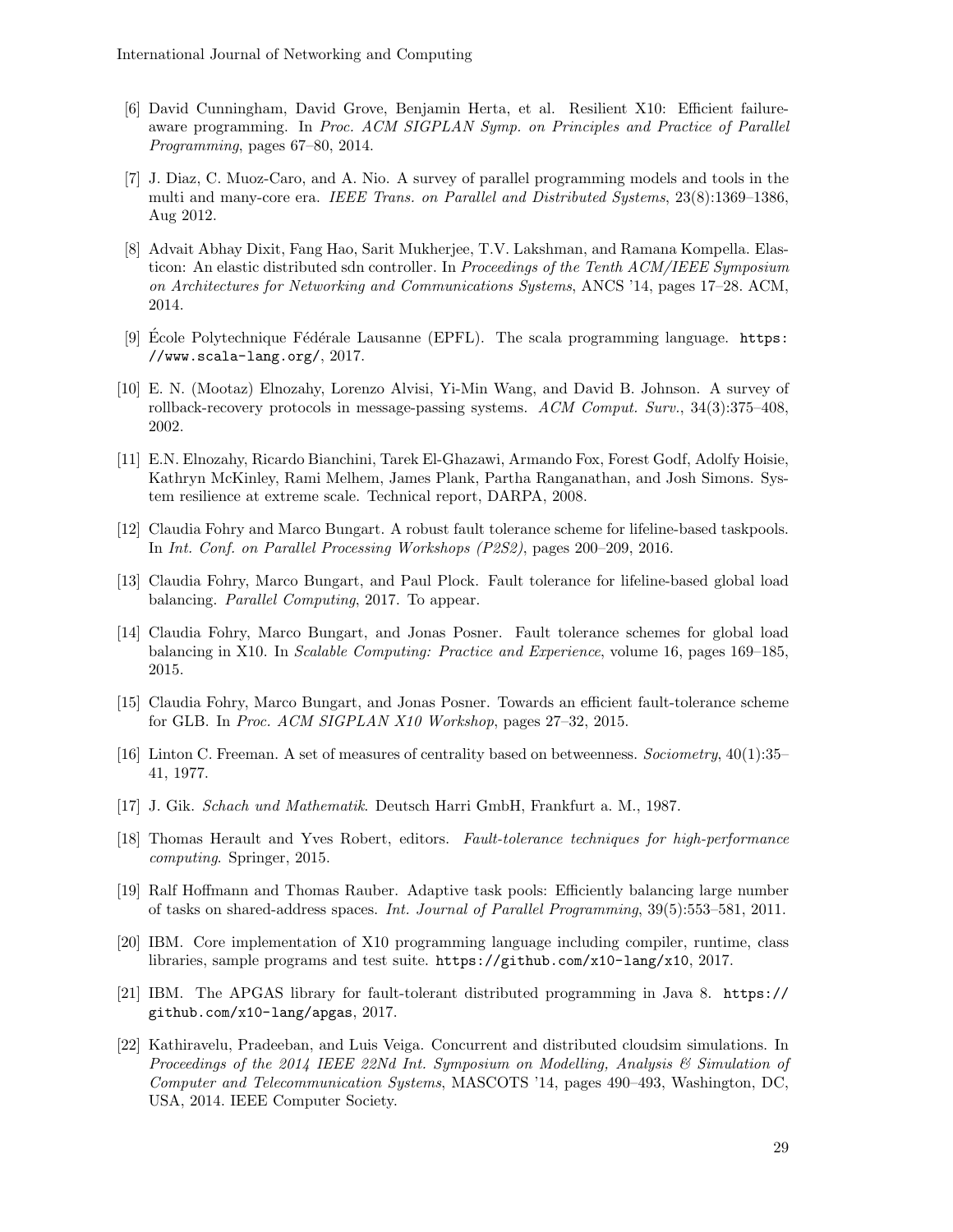[6] David Cunningham, David Grove, Benjamin Herta, et al. Resilient X10: Efficient failure-aware programming. In *Proc. ACM SIGPLAN Symp. on Principles and Practice of Parallel Programming*, pages 67–80, 2014.

[7] J. Diaz, C. Muoz-Caro, and A. Nio. A survey of parallel programming models and tools in the multi and many-core era. *IEEE Trans. on Parallel and Distributed Systems*, 23(8):1369–1386, Aug 2012.

[8] Advait Abhay Dixit, Fang Hao, Sarit Mukherjee, T.V. Lakshman, and Ramana Kompella. Elasticon: An elastic distributed sdn controller. In *Proceedings of the Tenth ACM/IEEE Symposium on Architectures for Networking and Communications Systems*, ANCS '14, pages 17–28. ACM, 2014.

[9] École Polytechnique Fédérale Lausanne (EPFL). The scala programming language. `https://www.scala-lang.org/`, 2017.

[10] E. N. (Mootaz) Elnozahy, Lorenzo Alvisi, Yi-Min Wang, and David B. Johnson. A survey of rollback-recovery protocols in message-passing systems. *ACM Comput. Surv.*, 34(3):375–408, 2002.

[11] E.N. Elnozahy, Ricardo Bianchini, Tarek El-Ghazawi, Armando Fox, Forest Godf, Adolfy Hoisie, Kathryn McKinley, Rami Melhem, James Plank, Partha Ranganathan, and Josh Simons. System resilience at extreme scale. Technical report, DARPA, 2008.

[12] Claudia Fohry and Marco Bungart. A robust fault tolerance scheme for lifeline-based taskpools. In *Int. Conf. on Parallel Processing Workshops (P2S2)*, pages 200–209, 2016.

[13] Claudia Fohry, Marco Bungart, and Paul Plock. Fault tolerance for lifeline-based global load balancing. *Parallel Computing*, 2017. To appear.

[14] Claudia Fohry, Marco Bungart, and Jonas Posner. Fault tolerance schemes for global load balancing in X10. In *Scalable Computing: Practice and Experience*, volume 16, pages 169–185, 2015.

[15] Claudia Fohry, Marco Bungart, and Jonas Posner. Towards an efficient fault-tolerance scheme for GLB. In *Proc. ACM SIGPLAN X10 Workshop*, pages 27–32, 2015.

[16] Linton C. Freeman. A set of measures of centrality based on betweenness. *Sociometry*, 40(1):35–41, 1977.

[17] J. Gik. *Schach und Mathematik*. Deutsch Harri GmbH, Frankfurt a. M., 1987.

[18] Thomas Herault and Yves Robert, editors. *Fault-tolerance techniques for high-performance computing*. Springer, 2015.

[19] Ralf Hoffmann and Thomas Rauber. Adaptive task pools: Efficiently balancing large number of tasks on shared-address spaces. *Int. Journal of Parallel Programming*, 39(5):553–581, 2011.

[20] IBM. Core implementation of X10 programming language including compiler, runtime, class libraries, sample programs and test suite. `https://github.com/x10-lang/x10`, 2017.

[21] IBM. The APGAS library for fault-tolerant distributed programming in Java 8. `https://github.com/x10-lang/apgas`, 2017.

[22] Kathiravelu, Pradeeban, and Luis Veiga. Concurrent and distributed cloudsim simulations. In *Proceedings of the 2014 IEEE 22Nd Int. Symposium on Modelling, Analysis & Simulation of Computer and Telecommunication Systems*, MASCOTS '14, pages 490–493, Washington, DC, USA, 2014. IEEE Computer Society.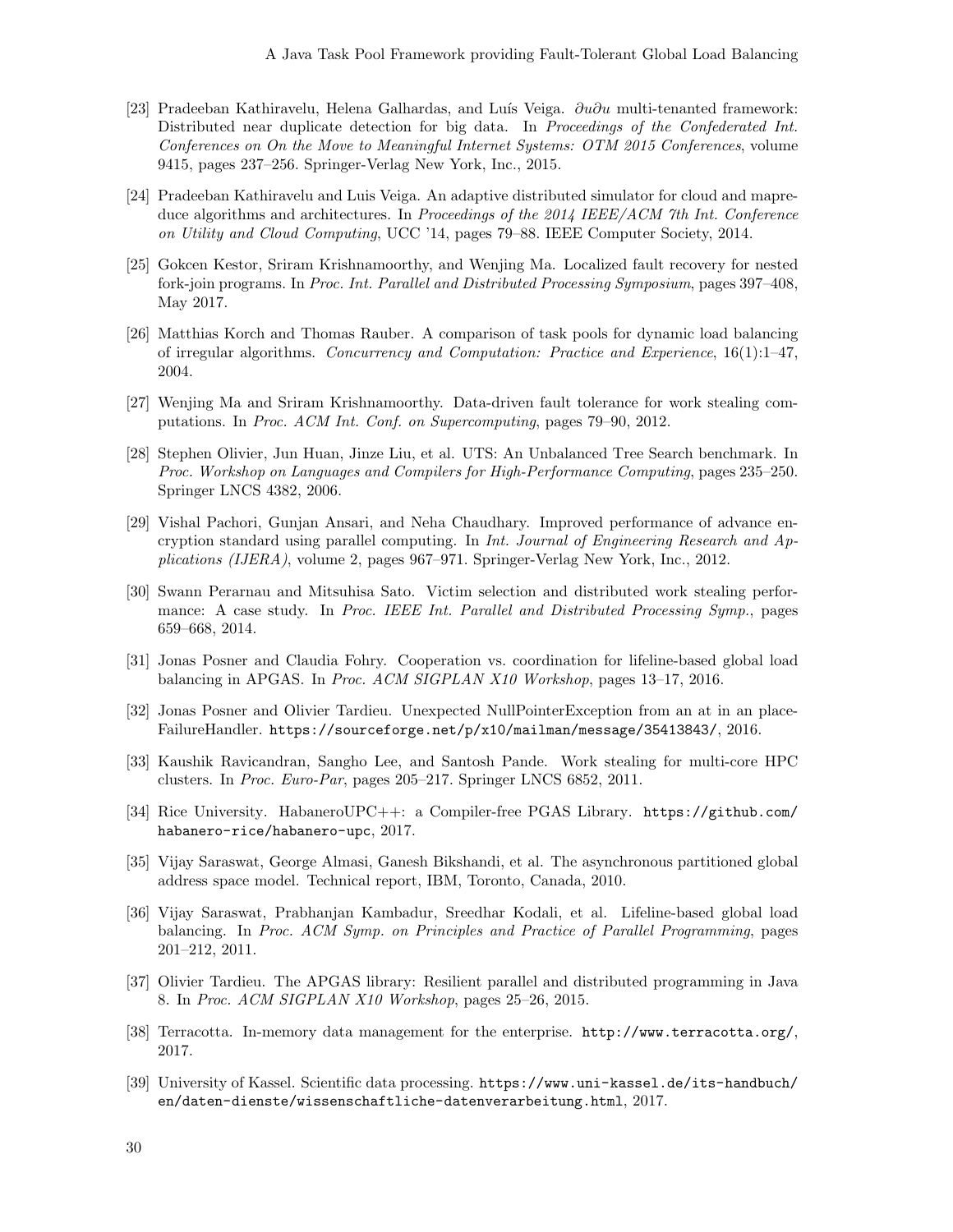[23] Pradeeban Kathiravelu, Helena Galhardas, and Luís Veiga. $\partial u \partial u$ multi-tenanted framework: Distributed near duplicate detection for big data. In *Proceedings of the Confederated Int. Conferences on On the Move to Meaningful Internet Systems: OTM 2015 Conferences*, volume 9415, pages 237–256. Springer-Verlag New York, Inc., 2015.

[24] Pradeeban Kathiravelu and Luis Veiga. An adaptive distributed simulator for cloud and mapreduce algorithms and architectures. In *Proceedings of the 2014 IEEE/ACM 7th Int. Conference on Utility and Cloud Computing*, UCC '14, pages 79–88. IEEE Computer Society, 2014.

[25] Gokcen Kestor, Sriram Krishnamoorthy, and Wenjing Ma. Localized fault recovery for nested fork-join programs. In *Proc. Int. Parallel and Distributed Processing Symposium*, pages 397–408, May 2017.

[26] Matthias Korch and Thomas Rauber. A comparison of task pools for dynamic load balancing of irregular algorithms. *Concurrency and Computation: Practice and Experience*, 16(1):1–47, 2004.

[27] Wenjing Ma and Sriram Krishnamoorthy. Data-driven fault tolerance for work stealing computations. In *Proc. ACM Int. Conf. on Supercomputing*, pages 79–90, 2012.

[28] Stephen Olivier, Jun Huan, Jinze Liu, et al. UTS: An Unbalanced Tree Search benchmark. In *Proc. Workshop on Languages and Compilers for High-Performance Computing*, pages 235–250. Springer LNCS 4382, 2006.

[29] Vishal Pachori, Gunjan Ansari, and Neha Chaudhary. Improved performance of advance encryption standard using parallel computing. In *Int. Journal of Engineering Research and Applications (IJERA)*, volume 2, pages 967–971. Springer-Verlag New York, Inc., 2012.

[30] Swann Perarnau and Mitsuhisa Sato. Victim selection and distributed work stealing performance: A case study. In *Proc. IEEE Int. Parallel and Distributed Processing Symp.*, pages 659–668, 2014.

[31] Jonas Posner and Claudia Fohry. Cooperation vs. coordination for lifeline-based global load balancing in APGAS. In *Proc. ACM SIGPLAN X10 Workshop*, pages 13–17, 2016.

[32] Jonas Posner and Olivier Tardieu. Unexpected NullPointerException from an at in an placeFailureHandler. `https://sourceforge.net/p/x10/mailman/message/35413843/`, 2016.

[33] Kaushik Ravicandran, Sangho Lee, and Santosh Pande. Work stealing for multi-core HPC clusters. In *Proc. Euro-Par*, pages 205–217. Springer LNCS 6852, 2011.

[34] Rice University. HabaneroUPC++: a Compiler-free PGAS Library. `https://github.com/habanero-rice/habanero-upc`, 2017.

[35] Vijay Saraswat, George Almasi, Ganesh Bikshandi, et al. The asynchronous partitioned global address space model. Technical report, IBM, Toronto, Canada, 2010.

[36] Vijay Saraswat, Prabhanjan Kambadur, Sreedhar Kodali, et al. Lifeline-based global load balancing. In *Proc. ACM Symp. on Principles and Practice of Parallel Programming*, pages 201–212, 2011.

[37] Olivier Tardieu. The APGAS library: Resilient parallel and distributed programming in Java 8. In *Proc. ACM SIGPLAN X10 Workshop*, pages 25–26, 2015.

[38] Terracotta. In-memory data management for the enterprise. `http://www.terracotta.org/`, 2017.

[39] University of Kassel. Scientific data processing. `https://www.uni-kassel.de/its-handbuch/en/daten-dienste/wissenschaftliche-datenverarbeitung.html`, 2017.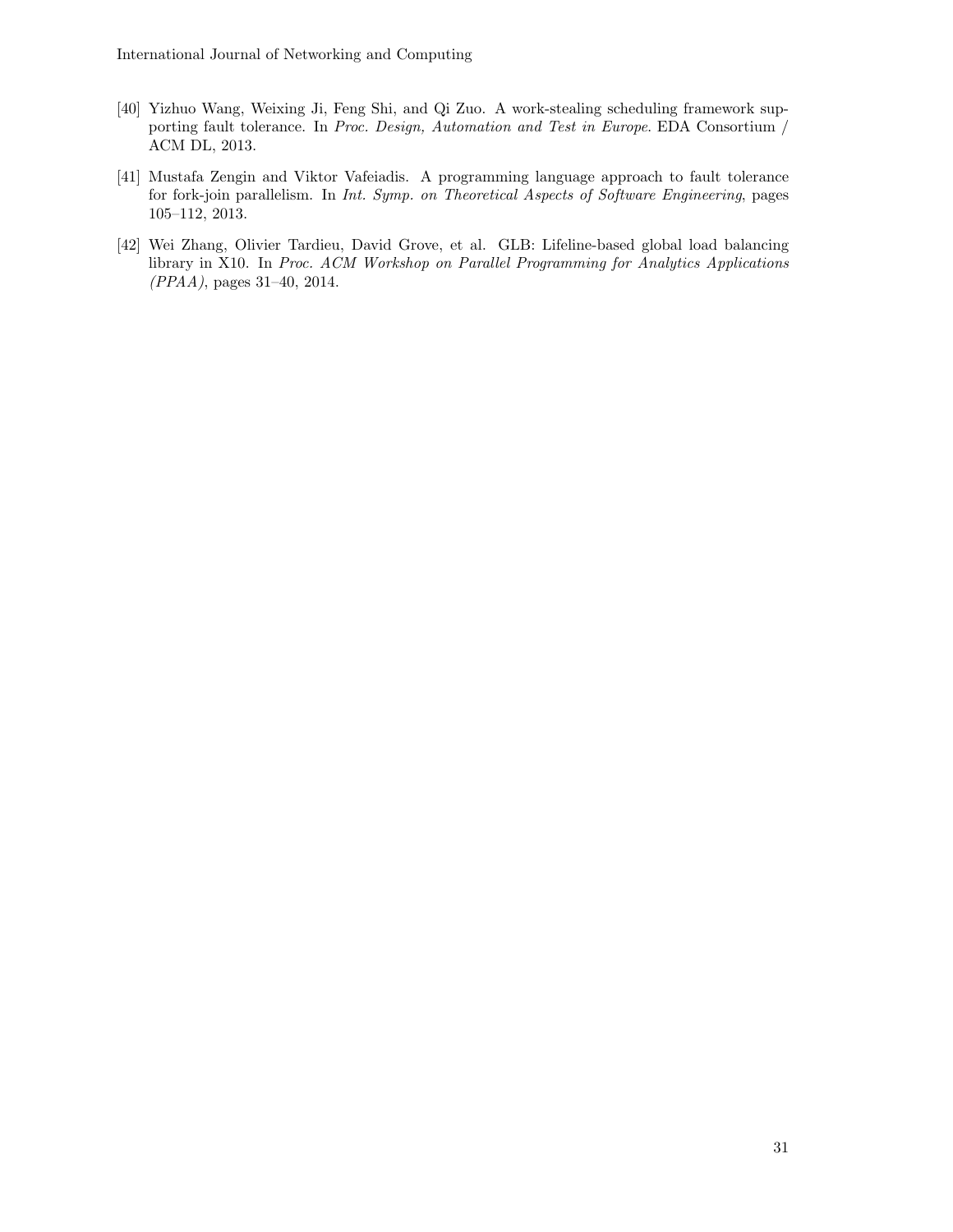[40] Yizhuo Wang, Weixing Ji, Feng Shi, and Qi Zuo. A work-stealing scheduling framework supporting fault tolerance. In *Proc. Design, Automation and Test in Europe*. EDA Consortium / ACM DL, 2013.

[41] Mustafa Zengin and Viktor Vafeiadis. A programming language approach to fault tolerance for fork-join parallelism. In *Int. Symp. on Theoretical Aspects of Software Engineering*, pages 105–112, 2013.

[42] Wei Zhang, Olivier Tardieu, David Grove, et al. GLB: Lifeline-based global load balancing library in X10. In *Proc. ACM Workshop on Parallel Programming for Analytics Applications (PPAA)*, pages 31–40, 2014.